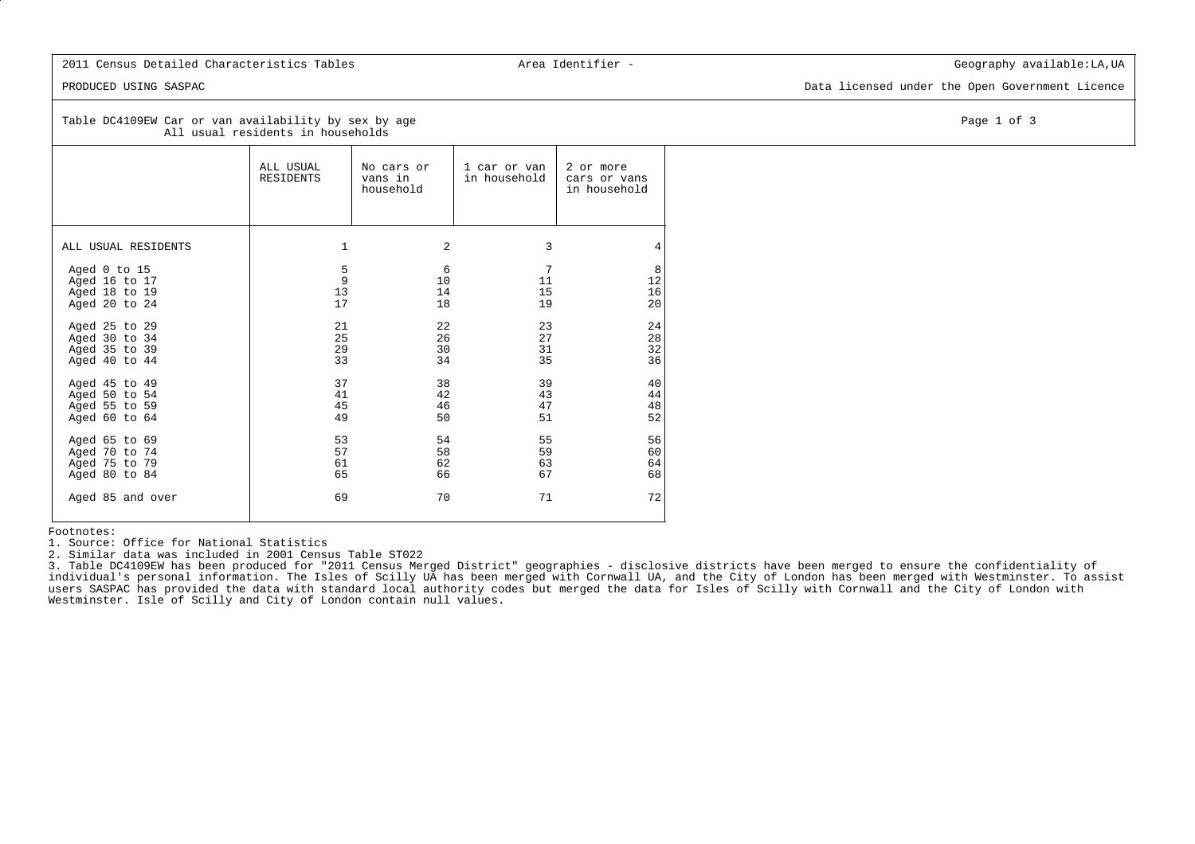2011 Census Detailed Characteristics Tables

Area Identifier -

Geography available:LA,UA

PRODUCED USING SASPAC

Data licensed under the Open Government Licence

Table DC4109EW Car or van availability by sex by age
All usual residents in households

|  | ALL USUAL RESIDENTS | No cars or vans in household | 1 car or van in household | 2 or more cars or vans in household |
|---|---|---|---|---|
| ALL USUAL RESIDENTS | 1 | 2 | 3 | 4 |
| Aged 0 to 15 | 5 | 6 | 7 | 8 |
| Aged 16 to 17 | 9 | 10 | 11 | 12 |
| Aged 18 to 19 | 13 | 14 | 15 | 16 |
| Aged 20 to 24 | 17 | 18 | 19 | 20 |
| Aged 25 to 29 | 21 | 22 | 23 | 24 |
| Aged 30 to 34 | 25 | 26 | 27 | 28 |
| Aged 35 to 39 | 29 | 30 | 31 | 32 |
| Aged 40 to 44 | 33 | 34 | 35 | 36 |
| Aged 45 to 49 | 37 | 38 | 39 | 40 |
| Aged 50 to 54 | 41 | 42 | 43 | 44 |
| Aged 55 to 59 | 45 | 46 | 47 | 48 |
| Aged 60 to 64 | 49 | 50 | 51 | 52 |
| Aged 65 to 69 | 53 | 54 | 55 | 56 |
| Aged 70 to 74 | 57 | 58 | 59 | 60 |
| Aged 75 to 79 | 61 | 62 | 63 | 64 |
| Aged 80 to 84 | 65 | 66 | 67 | 68 |
| Aged 85 and over | 69 | 70 | 71 | 72 |

Footnotes:
1. Source: Office for National Statistics
2. Similar data was included in 2001 Census Table ST022
3. Table DC4109EW has been produced for "2011 Census Merged District" geographies - disclosive districts have been merged to ensure the confidentiality of individual's personal information. The Isles of Scilly UA has been merged with Cornwall UA, and the City of London has been merged with Westminster. To assist users SASPAC has provided the data with standard local authority codes but merged the data for Isles of Scilly with Cornwall and the City of London with Westminster. Isle of Scilly and City of London contain null values.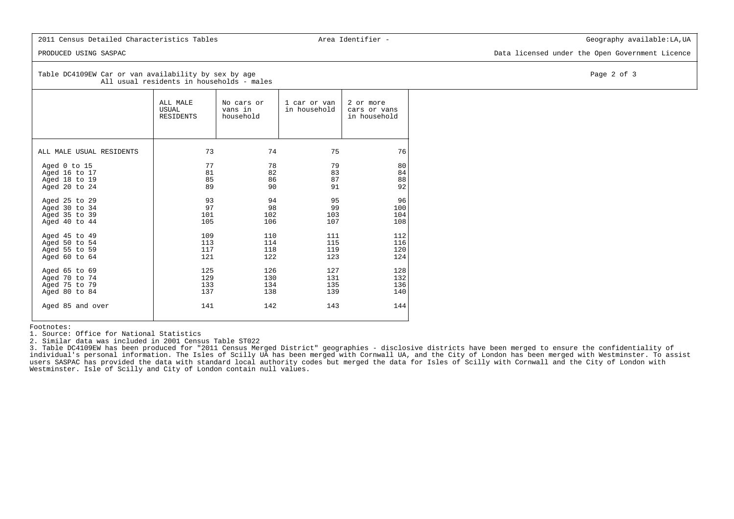2011 Census Detailed Characteristics Tables

Area Identifier -

Geography available:LA,UA

PRODUCED USING SASPAC

Data licensed under the Open Government Licence

Table DC4109EW Car or van availability by sex by age
All usual residents in households - males

| | ALL MALE USUAL RESIDENTS | No cars or vans in household | 1 car or van in household | 2 or more cars or vans in household |
|---|---|---|---|---|
| ALL MALE USUAL RESIDENTS | 73 | 74 | 75 | 76 |
| Aged 0 to 15 | 77 | 78 | 79 | 80 |
| Aged 16 to 17 | 81 | 82 | 83 | 84 |
| Aged 18 to 19 | 85 | 86 | 87 | 88 |
| Aged 20 to 24 | 89 | 90 | 91 | 92 |
| Aged 25 to 29 | 93 | 94 | 95 | 96 |
| Aged 30 to 34 | 97 | 98 | 99 | 100 |
| Aged 35 to 39 | 101 | 102 | 103 | 104 |
| Aged 40 to 44 | 105 | 106 | 107 | 108 |
| Aged 45 to 49 | 109 | 110 | 111 | 112 |
| Aged 50 to 54 | 113 | 114 | 115 | 116 |
| Aged 55 to 59 | 117 | 118 | 119 | 120 |
| Aged 60 to 64 | 121 | 122 | 123 | 124 |
| Aged 65 to 69 | 125 | 126 | 127 | 128 |
| Aged 70 to 74 | 129 | 130 | 131 | 132 |
| Aged 75 to 79 | 133 | 134 | 135 | 136 |
| Aged 80 to 84 | 137 | 138 | 139 | 140 |
| Aged 85 and over | 141 | 142 | 143 | 144 |

Footnotes:
1. Source: Office for National Statistics
2. Similar data was included in 2001 Census Table ST022
3. Table DC4109EW has been produced for "2011 Census Merged District" geographies - disclosive districts have been merged to ensure the confidentiality of individual's personal information. The Isles of Scilly UA has been merged with Cornwall UA, and the City of London has been merged with Westminster. To assist users SASPAC has provided the data with standard local authority codes but merged the data for Isles of Scilly with Cornwall and the City of London with Westminster. Isle of Scilly and City of London contain null values.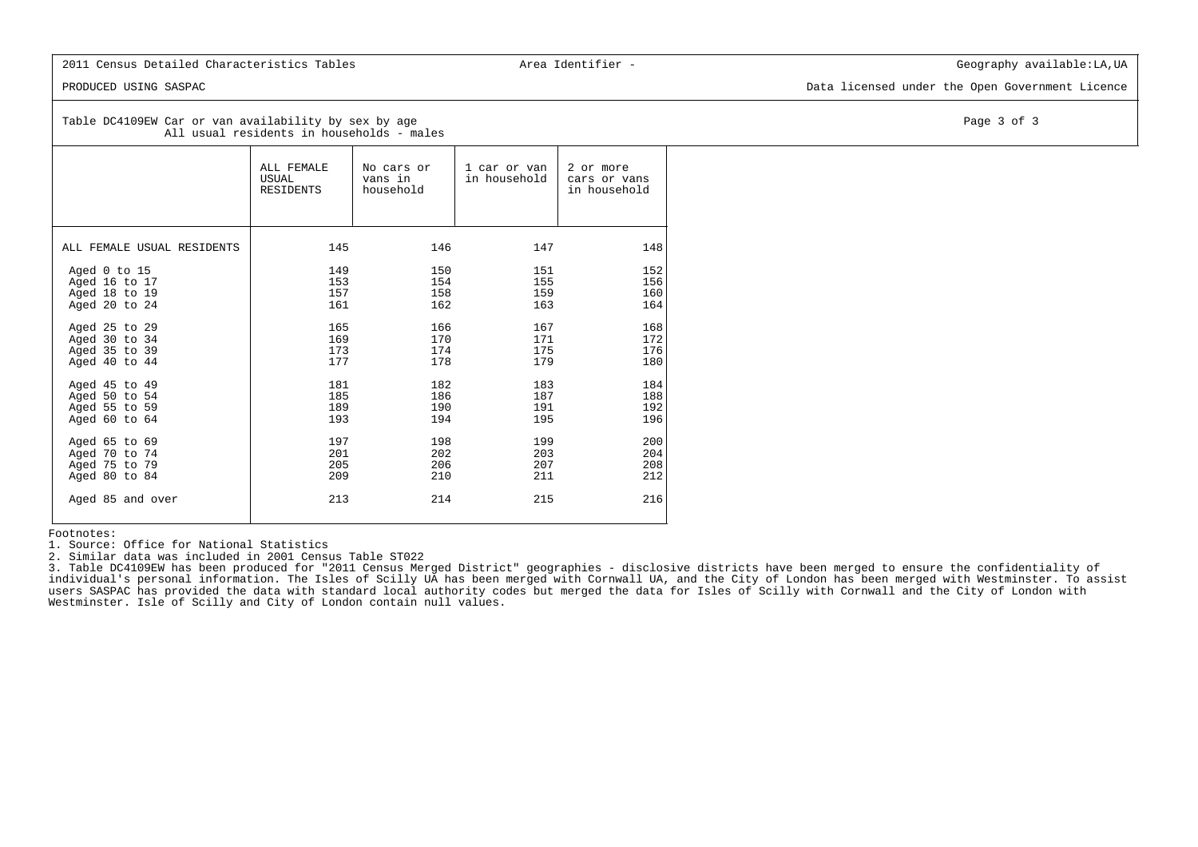2011 Census Detailed Characteristics Tables    Area Identifier -    Geography available:LA,UA

PRODUCED USING SASPAC    Data licensed under the Open Government Licence

Table DC4109EW Car or van availability by sex by age
All usual residents in households - males

| | ALL FEMALE USUAL RESIDENTS | No cars or vans in household | 1 car or van in household | 2 or more cars or vans in household |
|---|---|---|---|---|
| ALL FEMALE USUAL RESIDENTS | 145 | 146 | 147 | 148 |
| Aged 0 to 15 | 149 | 150 | 151 | 152 |
| Aged 16 to 17 | 153 | 154 | 155 | 156 |
| Aged 18 to 19 | 157 | 158 | 159 | 160 |
| Aged 20 to 24 | 161 | 162 | 163 | 164 |
| Aged 25 to 29 | 165 | 166 | 167 | 168 |
| Aged 30 to 34 | 169 | 170 | 171 | 172 |
| Aged 35 to 39 | 173 | 174 | 175 | 176 |
| Aged 40 to 44 | 177 | 178 | 179 | 180 |
| Aged 45 to 49 | 181 | 182 | 183 | 184 |
| Aged 50 to 54 | 185 | 186 | 187 | 188 |
| Aged 55 to 59 | 189 | 190 | 191 | 192 |
| Aged 60 to 64 | 193 | 194 | 195 | 196 |
| Aged 65 to 69 | 197 | 198 | 199 | 200 |
| Aged 70 to 74 | 201 | 202 | 203 | 204 |
| Aged 75 to 79 | 205 | 206 | 207 | 208 |
| Aged 80 to 84 | 209 | 210 | 211 | 212 |
| Aged 85 and over | 213 | 214 | 215 | 216 |

Footnotes:
1. Source: Office for National Statistics
2. Similar data was included in 2001 Census Table ST022
3. Table DC4109EW has been produced for "2011 Census Merged District" geographies - disclosive districts have been merged to ensure the confidentiality of individual's personal information. The Isles of Scilly UA has been merged with Cornwall UA, and the City of London has been merged with Westminster. To assist users SASPAC has provided the data with standard local authority codes but merged the data for Isles of Scilly with Cornwall and the City of London with Westminster. Isle of Scilly and City of London contain null values.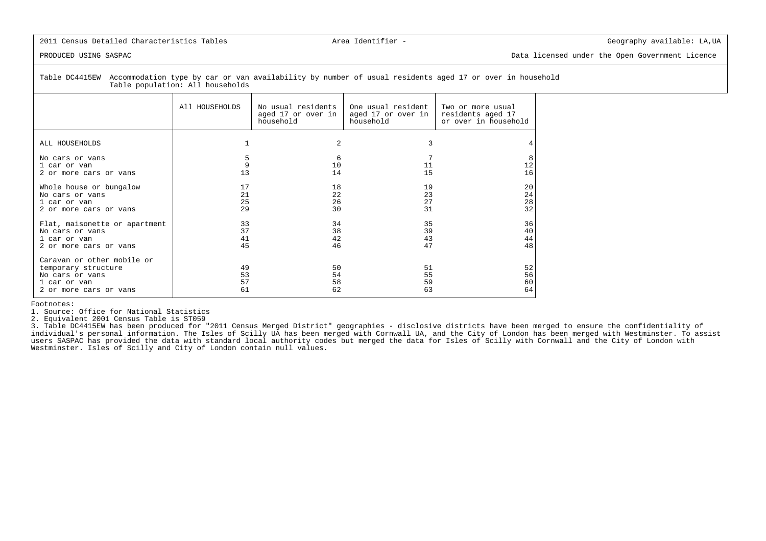2011 Census Detailed Characteristics Tables — Area Identifier - — Geography available: LA,UA

PRODUCED USING SASPAC — Data licensed under the Open Government Licence

Table DC4415EW Accommodation type by car or van availability by number of usual residents aged 17 or over in household
Table population: All households

| | All HOUSEHOLDS | No usual residents aged 17 or over in household | One usual resident aged 17 or over in household | Two or more usual residents aged 17 or over in household |
|---|---|---|---|---|
| ALL HOUSEHOLDS | 1 | 2 | 3 | 4 |
| No cars or vans | 5 | 6 | 7 | 8 |
| 1 car or van | 9 | 10 | 11 | 12 |
| 2 or more cars or vans | 13 | 14 | 15 | 16 |
| Whole house or bungalow | 17 | 18 | 19 | 20 |
| No cars or vans | 21 | 22 | 23 | 24 |
| 1 car or van | 25 | 26 | 27 | 28 |
| 2 or more cars or vans | 29 | 30 | 31 | 32 |
| Flat, maisonette or apartment | 33 | 34 | 35 | 36 |
| No cars or vans | 37 | 38 | 39 | 40 |
| 1 car or van | 41 | 42 | 43 | 44 |
| 2 or more cars or vans | 45 | 46 | 47 | 48 |
| Caravan or other mobile or temporary structure | 49 | 50 | 51 | 52 |
| No cars or vans | 53 | 54 | 55 | 56 |
| 1 car or van | 57 | 58 | 59 | 60 |
| 2 or more cars or vans | 61 | 62 | 63 | 64 |

Footnotes:

1. Source: Office for National Statistics
2. Equivalent 2001 Census Table is ST059
3. Table DC4415EW has been produced for "2011 Census Merged District" geographies - disclosive districts have been merged to ensure the confidentiality of individual's personal information. The Isles of Scilly UA has been merged with Cornwall UA, and the City of London has been merged with Westminster. To assist users SASPAC has provided the data with standard local authority codes but merged the data for Isles of Scilly with Cornwall and the City of London with Westminster. Isles of Scilly and City of London contain null values.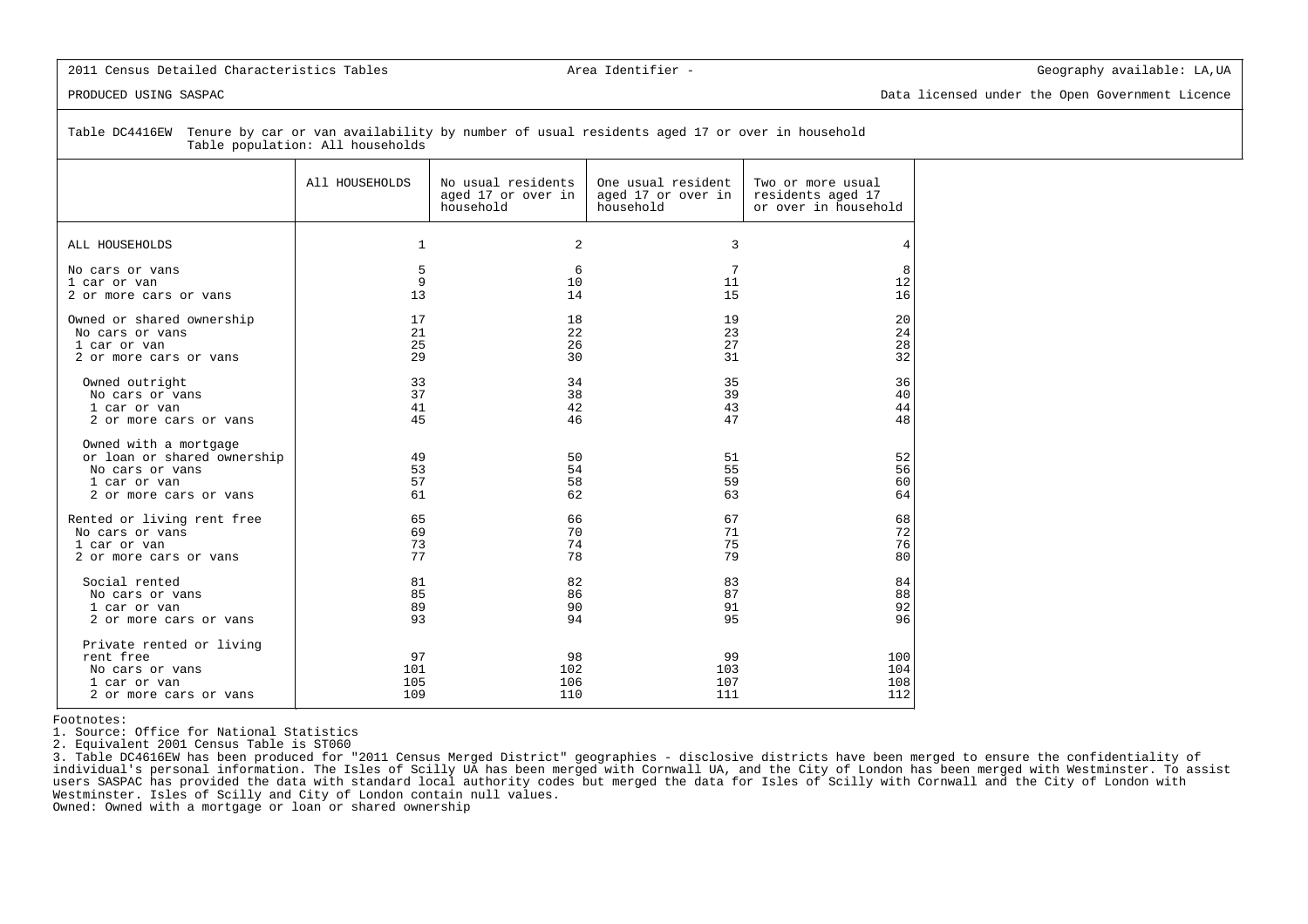2011 Census Detailed Characteristics Tables Area Identifier - Geography available: LA,UA

PRODUCED USING SASPAC Data licensed under the Open Government Licence

Table DC4416EW Tenure by car or van availability by number of usual residents aged 17 or over in household
Table population: All households

| | All HOUSEHOLDS | No usual residents aged 17 or over in household | One usual resident aged 17 or over in household | Two or more usual residents aged 17 or over in household |
|---|---|---|---|---|
| ALL HOUSEHOLDS | 1 | 2 | 3 | 4 |
| No cars or vans | 5 | 6 | 7 | 8 |
| 1 car or van | 9 | 10 | 11 | 12 |
| 2 or more cars or vans | 13 | 14 | 15 | 16 |
| Owned or shared ownership | 17 | 18 | 19 | 20 |
| No cars or vans | 21 | 22 | 23 | 24 |
| 1 car or van | 25 | 26 | 27 | 28 |
| 2 or more cars or vans | 29 | 30 | 31 | 32 |
| Owned outright | 33 | 34 | 35 | 36 |
| No cars or vans | 37 | 38 | 39 | 40 |
| 1 car or van | 41 | 42 | 43 | 44 |
| 2 or more cars or vans | 45 | 46 | 47 | 48 |
| Owned with a mortgage or loan or shared ownership | 49 | 50 | 51 | 52 |
| No cars or vans | 53 | 54 | 55 | 56 |
| 1 car or van | 57 | 58 | 59 | 60 |
| 2 or more cars or vans | 61 | 62 | 63 | 64 |
| Rented or living rent free | 65 | 66 | 67 | 68 |
| No cars or vans | 69 | 70 | 71 | 72 |
| 1 car or van | 73 | 74 | 75 | 76 |
| 2 or more cars or vans | 77 | 78 | 79 | 80 |
| Social rented | 81 | 82 | 83 | 84 |
| No cars or vans | 85 | 86 | 87 | 88 |
| 1 car or van | 89 | 90 | 91 | 92 |
| 2 or more cars or vans | 93 | 94 | 95 | 96 |
| Private rented or living rent free | 97 | 98 | 99 | 100 |
| No cars or vans | 101 | 102 | 103 | 104 |
| 1 car or van | 105 | 106 | 107 | 108 |
| 2 or more cars or vans | 109 | 110 | 111 | 112 |

Footnotes:
1. Source: Office for National Statistics
2. Equivalent 2001 Census Table is ST060
3. Table DC4616EW has been produced for "2011 Census Merged District" geographies - disclosive districts have been merged to ensure the confidentiality of individual's personal information. The Isles of Scilly UA has been merged with Cornwall UA, and the City of London has been merged with Westminster. To assist users SASPAC has provided the data with standard local authority codes but merged the data for Isles of Scilly with Cornwall and the City of London with Westminster. Isles of Scilly and City of London contain null values.
Owned: Owned with a mortgage or loan or shared ownership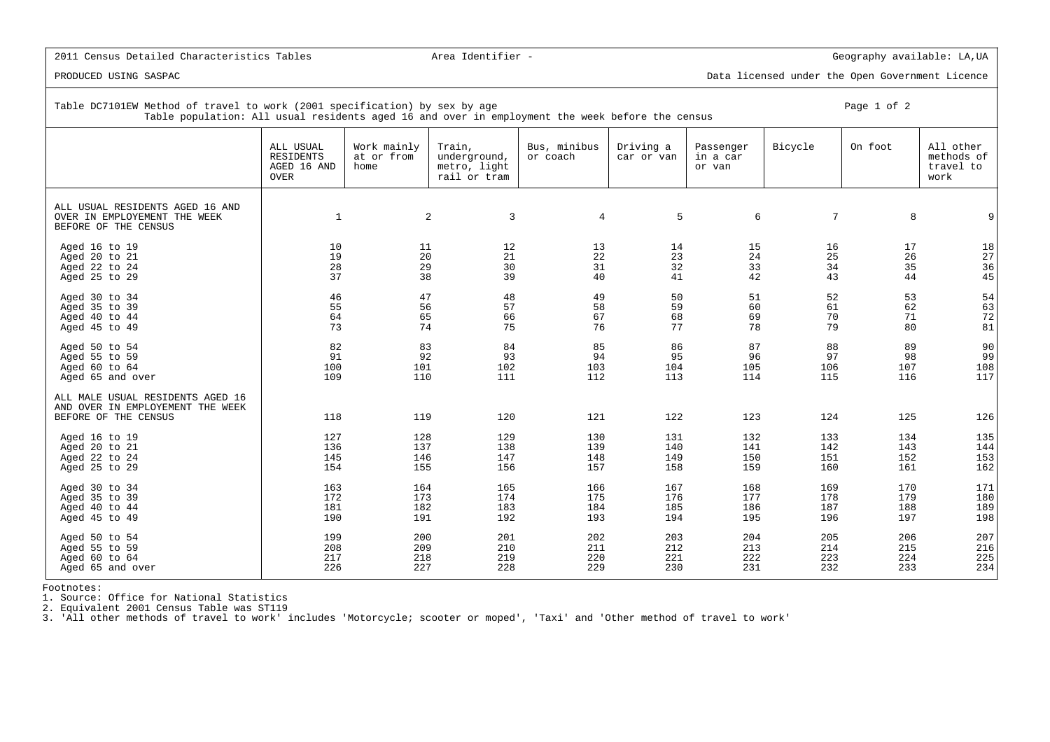2011 Census Detailed Characteristics Tables | Area Identifier - | Geography available: LA,UA

PRODUCED USING SASPAC | Data licensed under the Open Government Licence

Table DC7101EW Method of travel to work (2001 specification) by sex by age
Table population: All usual residents aged 16 and over in employment the week before the census

| | ALL USUAL RESIDENTS AGED 16 AND OVER | Work mainly at or from home | Train, underground, metro, light rail or tram | Bus, minibus or coach | Driving a car or van | Passenger in a car or van | Bicycle | On foot | All other methods of travel to work |
|---|---|---|---|---|---|---|---|---|---|
| ALL USUAL RESIDENTS AGED 16 AND OVER IN EMPLOYEMENT THE WEEK BEFORE OF THE CENSUS | 1 | 2 | 3 | 4 | 5 | 6 | 7 | 8 | 9 |
| Aged 16 to 19 | 10 | 11 | 12 | 13 | 14 | 15 | 16 | 17 | 18 |
| Aged 20 to 21 | 19 | 20 | 21 | 22 | 23 | 24 | 25 | 26 | 27 |
| Aged 22 to 24 | 28 | 29 | 30 | 31 | 32 | 33 | 34 | 35 | 36 |
| Aged 25 to 29 | 37 | 38 | 39 | 40 | 41 | 42 | 43 | 44 | 45 |
| Aged 30 to 34 | 46 | 47 | 48 | 49 | 50 | 51 | 52 | 53 | 54 |
| Aged 35 to 39 | 55 | 56 | 57 | 58 | 59 | 60 | 61 | 62 | 63 |
| Aged 40 to 44 | 64 | 65 | 66 | 67 | 68 | 69 | 70 | 71 | 72 |
| Aged 45 to 49 | 73 | 74 | 75 | 76 | 77 | 78 | 79 | 80 | 81 |
| Aged 50 to 54 | 82 | 83 | 84 | 85 | 86 | 87 | 88 | 89 | 90 |
| Aged 55 to 59 | 91 | 92 | 93 | 94 | 95 | 96 | 97 | 98 | 99 |
| Aged 60 to 64 | 100 | 101 | 102 | 103 | 104 | 105 | 106 | 107 | 108 |
| Aged 65 and over | 109 | 110 | 111 | 112 | 113 | 114 | 115 | 116 | 117 |
| ALL MALE USUAL RESIDENTS AGED 16 AND OVER IN EMPLOYEMENT THE WEEK BEFORE THE CENSUS | 118 | 119 | 120 | 121 | 122 | 123 | 124 | 125 | 126 |
| Aged 16 to 19 | 127 | 128 | 129 | 130 | 131 | 132 | 133 | 134 | 135 |
| Aged 20 to 21 | 136 | 137 | 138 | 139 | 140 | 141 | 142 | 143 | 144 |
| Aged 22 to 24 | 145 | 146 | 147 | 148 | 149 | 150 | 151 | 152 | 153 |
| Aged 25 to 29 | 154 | 155 | 156 | 157 | 158 | 159 | 160 | 161 | 162 |
| Aged 30 to 34 | 163 | 164 | 165 | 166 | 167 | 168 | 169 | 170 | 171 |
| Aged 35 to 39 | 172 | 173 | 174 | 175 | 176 | 177 | 178 | 179 | 180 |
| Aged 40 to 44 | 181 | 182 | 183 | 184 | 185 | 186 | 187 | 188 | 189 |
| Aged 45 to 49 | 190 | 191 | 192 | 193 | 194 | 195 | 196 | 197 | 198 |
| Aged 50 to 54 | 199 | 200 | 201 | 202 | 203 | 204 | 205 | 206 | 207 |
| Aged 55 to 59 | 208 | 209 | 210 | 211 | 212 | 213 | 214 | 215 | 216 |
| Aged 60 to 64 | 217 | 218 | 219 | 220 | 221 | 222 | 223 | 224 | 225 |
| Aged 65 and over | 226 | 227 | 228 | 229 | 230 | 231 | 232 | 233 | 234 |

Footnotes:
1. Source: Office for National Statistics
2. Equivalent 2001 Census Table was ST119
3. 'All other methods of travel to work' includes 'Motorcycle; scooter or moped', 'Taxi' and 'Other method of travel to work'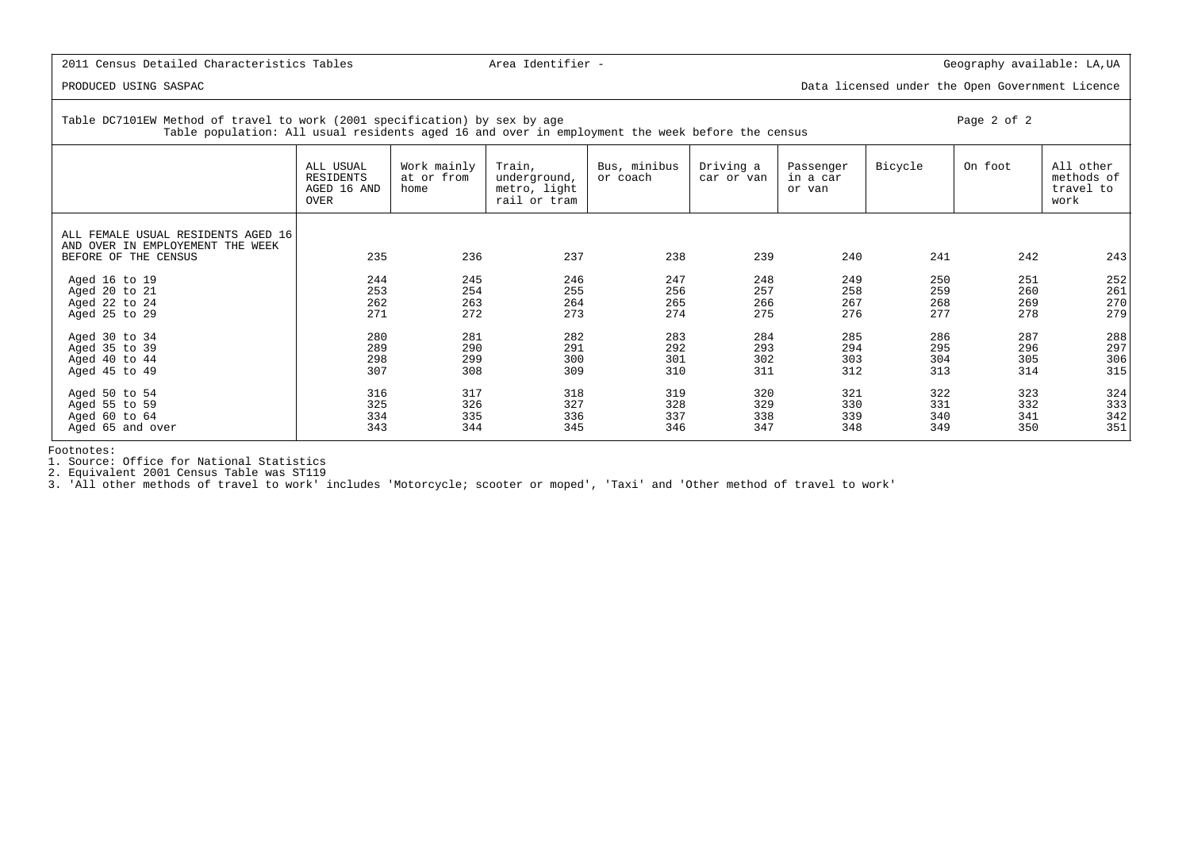2011 Census Detailed Characteristics Tables

Area Identifier -

Geography available: LA,UA

PRODUCED USING SASPAC

Data licensed under the Open Government Licence

Table DC7101EW Method of travel to work (2001 specification) by sex by age
Table population: All usual residents aged 16 and over in employment the week before the census

| | ALL USUAL RESIDENTS AGED 16 AND OVER | Work mainly at or from home | Train, underground, metro, light rail or tram | Bus, minibus or coach | Driving a car or van | Passenger in a car or van | Bicycle | On foot | All other methods of travel to work |
|---|---|---|---|---|---|---|---|---|---|
| ALL FEMALE USUAL RESIDENTS AGED 16 AND OVER IN EMPLOYMENT THE WEEK BEFORE THE CENSUS | 235 | 236 | 237 | 238 | 239 | 240 | 241 | 242 | 243 |
| Aged 16 to 19 | 244 | 245 | 246 | 247 | 248 | 249 | 250 | 251 | 252 |
| Aged 20 to 21 | 253 | 254 | 255 | 256 | 257 | 258 | 259 | 260 | 261 |
| Aged 22 to 24 | 262 | 263 | 264 | 265 | 266 | 267 | 268 | 269 | 270 |
| Aged 25 to 29 | 271 | 272 | 273 | 274 | 275 | 276 | 277 | 278 | 279 |
| Aged 30 to 34 | 280 | 281 | 282 | 283 | 284 | 285 | 286 | 287 | 288 |
| Aged 35 to 39 | 289 | 290 | 291 | 292 | 293 | 294 | 295 | 296 | 297 |
| Aged 40 to 44 | 298 | 299 | 300 | 301 | 302 | 303 | 304 | 305 | 306 |
| Aged 45 to 49 | 307 | 308 | 309 | 310 | 311 | 312 | 313 | 314 | 315 |
| Aged 50 to 54 | 316 | 317 | 318 | 319 | 320 | 321 | 322 | 323 | 324 |
| Aged 55 to 59 | 325 | 326 | 327 | 328 | 329 | 330 | 331 | 332 | 333 |
| Aged 60 to 64 | 334 | 335 | 336 | 337 | 338 | 339 | 340 | 341 | 342 |
| Aged 65 and over | 343 | 344 | 345 | 346 | 347 | 348 | 349 | 350 | 351 |

Footnotes:
1. Source: Office for National Statistics
2. Equivalent 2001 Census Table was ST119
3. 'All other methods of travel to work' includes 'Motorcycle; scooter or moped', 'Taxi' and 'Other method of travel to work'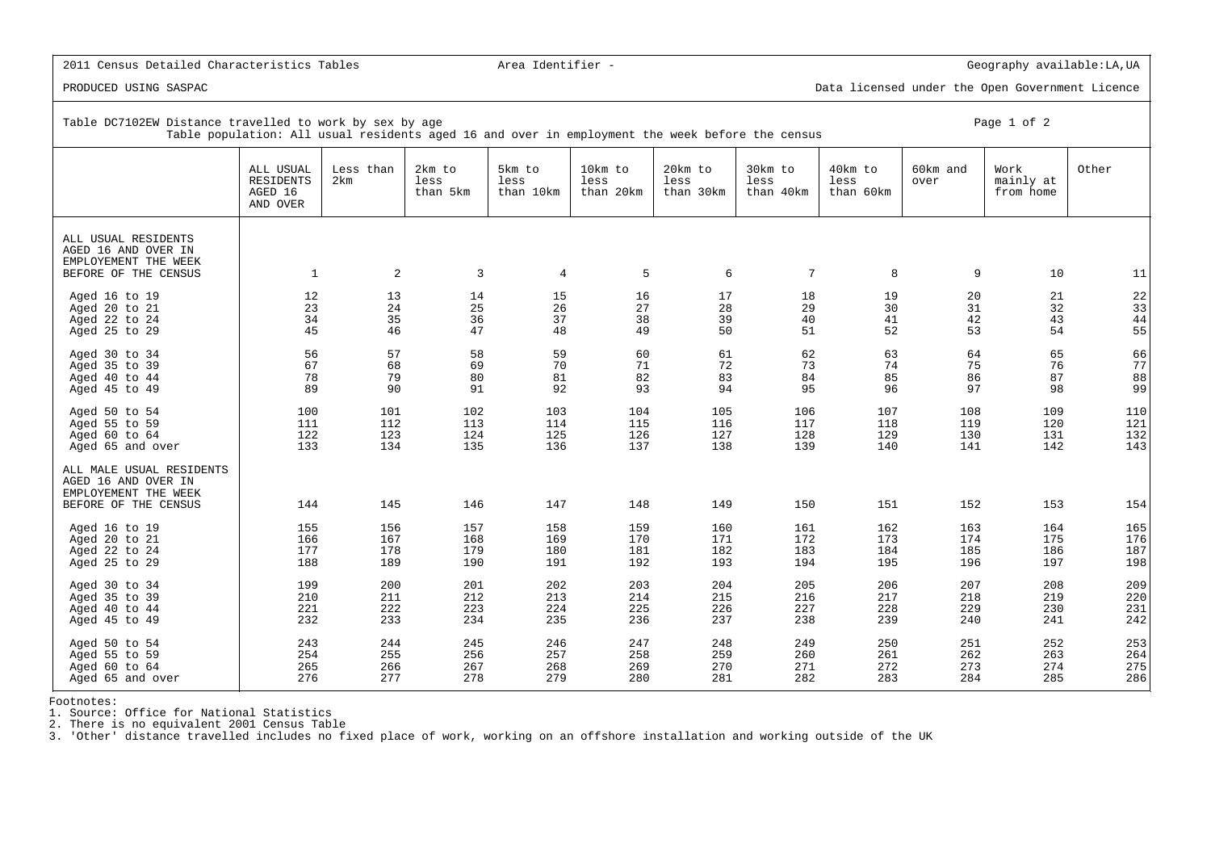2011 Census Detailed Characteristics Tables

Area Identifier -

Geography available:LA,UA

PRODUCED USING SASPAC

Data licensed under the Open Government Licence

Table DC7102EW Distance travelled to work by sex by age

Table population: All usual residents aged 16 and over in employment the week before the census

| | ALL USUAL RESIDENTS AGED 16 AND OVER | Less than 2km | 2km to less than 5km | 5km to less than 10km | 10km to less than 20km | 20km to less than 30km | 30km to less than 40km | 40km to less than 60km | 60km and over | Work mainly at from home | Other |
|---|---|---|---|---|---|---|---|---|---|---|---|
| ALL USUAL RESIDENTS AGED 16 AND OVER IN EMPLOYEMENT THE WEEK BEFORE THE CENSUS | 1 | 2 | 3 | 4 | 5 | 6 | 7 | 8 | 9 | 10 | 11 |
| Aged 16 to 19 | 12 | 13 | 14 | 15 | 16 | 17 | 18 | 19 | 20 | 21 | 22 |
| Aged 20 to 21 | 23 | 24 | 25 | 26 | 27 | 28 | 29 | 30 | 31 | 32 | 33 |
| Aged 22 to 24 | 34 | 35 | 36 | 37 | 38 | 39 | 40 | 41 | 42 | 43 | 44 |
| Aged 25 to 29 | 45 | 46 | 47 | 48 | 49 | 50 | 51 | 52 | 53 | 54 | 55 |
| Aged 30 to 34 | 56 | 57 | 58 | 59 | 60 | 61 | 62 | 63 | 64 | 65 | 66 |
| Aged 35 to 39 | 67 | 68 | 69 | 70 | 71 | 72 | 73 | 74 | 75 | 76 | 77 |
| Aged 40 to 44 | 78 | 79 | 80 | 81 | 82 | 83 | 84 | 85 | 86 | 87 | 88 |
| Aged 45 to 49 | 89 | 90 | 91 | 92 | 93 | 94 | 95 | 96 | 97 | 98 | 99 |
| Aged 50 to 54 | 100 | 101 | 102 | 103 | 104 | 105 | 106 | 107 | 108 | 109 | 110 |
| Aged 55 to 59 | 111 | 112 | 113 | 114 | 115 | 116 | 117 | 118 | 119 | 120 | 121 |
| Aged 60 to 64 | 122 | 123 | 124 | 125 | 126 | 127 | 128 | 129 | 130 | 131 | 132 |
| Aged 65 and over | 133 | 134 | 135 | 136 | 137 | 138 | 139 | 140 | 141 | 142 | 143 |
| ALL MALE USUAL RESIDENTS AGED 16 AND OVER IN EMPLOYEMENT THE WEEK BEFORE THE CENSUS | 144 | 145 | 146 | 147 | 148 | 149 | 150 | 151 | 152 | 153 | 154 |
| Aged 16 to 19 | 155 | 156 | 157 | 158 | 159 | 160 | 161 | 162 | 163 | 164 | 165 |
| Aged 20 to 21 | 166 | 167 | 168 | 169 | 170 | 171 | 172 | 173 | 174 | 175 | 176 |
| Aged 22 to 24 | 177 | 178 | 179 | 180 | 181 | 182 | 183 | 184 | 185 | 186 | 187 |
| Aged 25 to 29 | 188 | 189 | 190 | 191 | 192 | 193 | 194 | 195 | 196 | 197 | 198 |
| Aged 30 to 34 | 199 | 200 | 201 | 202 | 203 | 204 | 205 | 206 | 207 | 208 | 209 |
| Aged 35 to 39 | 210 | 211 | 212 | 213 | 214 | 215 | 216 | 217 | 218 | 219 | 220 |
| Aged 40 to 44 | 221 | 222 | 223 | 224 | 225 | 226 | 227 | 228 | 229 | 230 | 231 |
| Aged 45 to 49 | 232 | 233 | 234 | 235 | 236 | 237 | 238 | 239 | 240 | 241 | 242 |
| Aged 50 to 54 | 243 | 244 | 245 | 246 | 247 | 248 | 249 | 250 | 251 | 252 | 253 |
| Aged 55 to 59 | 254 | 255 | 256 | 257 | 258 | 259 | 260 | 261 | 262 | 263 | 264 |
| Aged 60 to 64 | 265 | 266 | 267 | 268 | 269 | 270 | 271 | 272 | 273 | 274 | 275 |
| Aged 65 and over | 276 | 277 | 278 | 279 | 280 | 281 | 282 | 283 | 284 | 285 | 286 |

Footnotes:
1. Source: Office for National Statistics
2. There is no equivalent 2001 Census Table
3. 'Other' distance travelled includes no fixed place of work, working on an offshore installation and working outside of the UK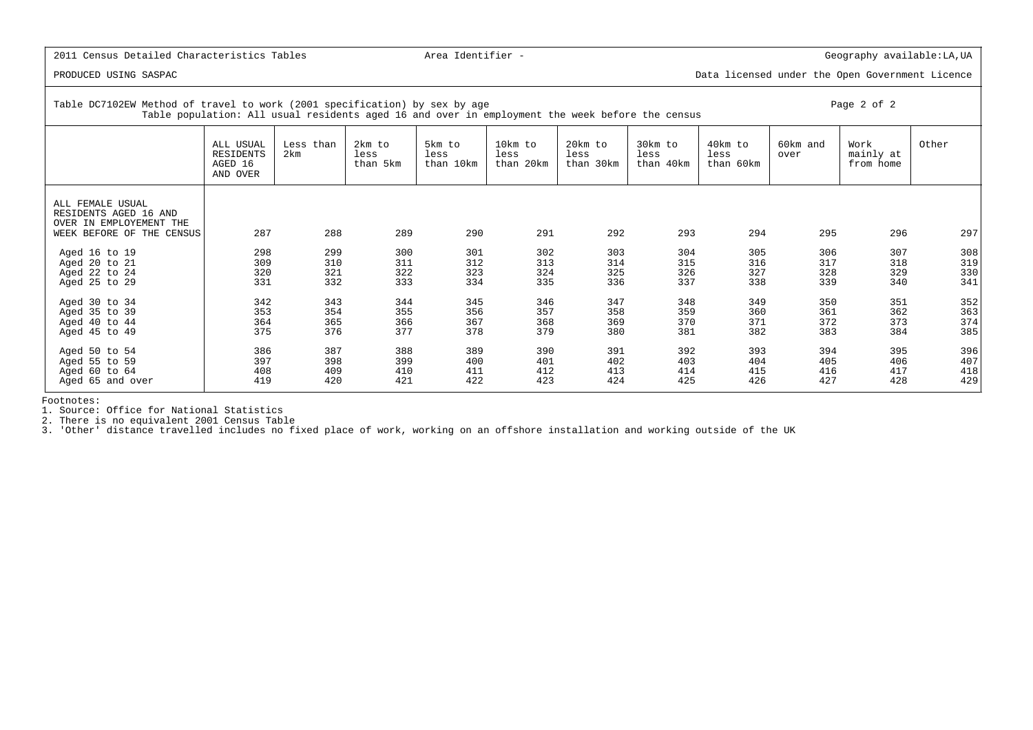2011 Census Detailed Characteristics Tables | Area Identifier - | Geography available:LA,UA

PRODUCED USING SASPAC | Data licensed under the Open Government Licence

Table DC7102EW Method of travel to work (2001 specification) by sex by age
Table population: All usual residents aged 16 and over in employment the week before the census

| | ALL USUAL RESIDENTS AGED 16 AND OVER | Less than 2km | 2km to less than 5km | 5km to less than 10km | 10km to less than 20km | 20km to less than 30km | 30km to less than 40km | 40km to less than 60km | 60km and over | Work mainly at from home | Other |
|---|---|---|---|---|---|---|---|---|---|---|---|
| ALL FEMALE USUAL RESIDENTS AGED 16 AND OVER IN EMPLOYEMENT THE WEEK BEFORE OF THE CENSUS | 287 | 288 | 289 | 290 | 291 | 292 | 293 | 294 | 295 | 296 | 297 |
| Aged 16 to 19 | 298 | 299 | 300 | 301 | 302 | 303 | 304 | 305 | 306 | 307 | 308 |
| Aged 20 to 21 | 309 | 310 | 311 | 312 | 313 | 314 | 315 | 316 | 317 | 318 | 319 |
| Aged 22 to 24 | 320 | 321 | 322 | 323 | 324 | 325 | 326 | 327 | 328 | 329 | 330 |
| Aged 25 to 29 | 331 | 332 | 333 | 334 | 335 | 336 | 337 | 338 | 339 | 340 | 341 |
| Aged 30 to 34 | 342 | 343 | 344 | 345 | 346 | 347 | 348 | 349 | 350 | 351 | 352 |
| Aged 35 to 39 | 353 | 354 | 355 | 356 | 357 | 358 | 359 | 360 | 361 | 362 | 363 |
| Aged 40 to 44 | 364 | 365 | 366 | 367 | 368 | 369 | 370 | 371 | 372 | 373 | 374 |
| Aged 45 to 49 | 375 | 376 | 377 | 378 | 379 | 380 | 381 | 382 | 383 | 384 | 385 |
| Aged 50 to 54 | 386 | 387 | 388 | 389 | 390 | 391 | 392 | 393 | 394 | 395 | 396 |
| Aged 55 to 59 | 397 | 398 | 399 | 400 | 401 | 402 | 403 | 404 | 405 | 406 | 407 |
| Aged 60 to 64 | 408 | 409 | 410 | 411 | 412 | 413 | 414 | 415 | 416 | 417 | 418 |
| Aged 65 and over | 419 | 420 | 421 | 422 | 423 | 424 | 425 | 426 | 427 | 428 | 429 |

Footnotes:
1. Source: Office for National Statistics
2. There is no equivalent 2001 Census Table
3. 'Other' distance travelled includes no fixed place of work, working on an offshore installation and working outside of the UK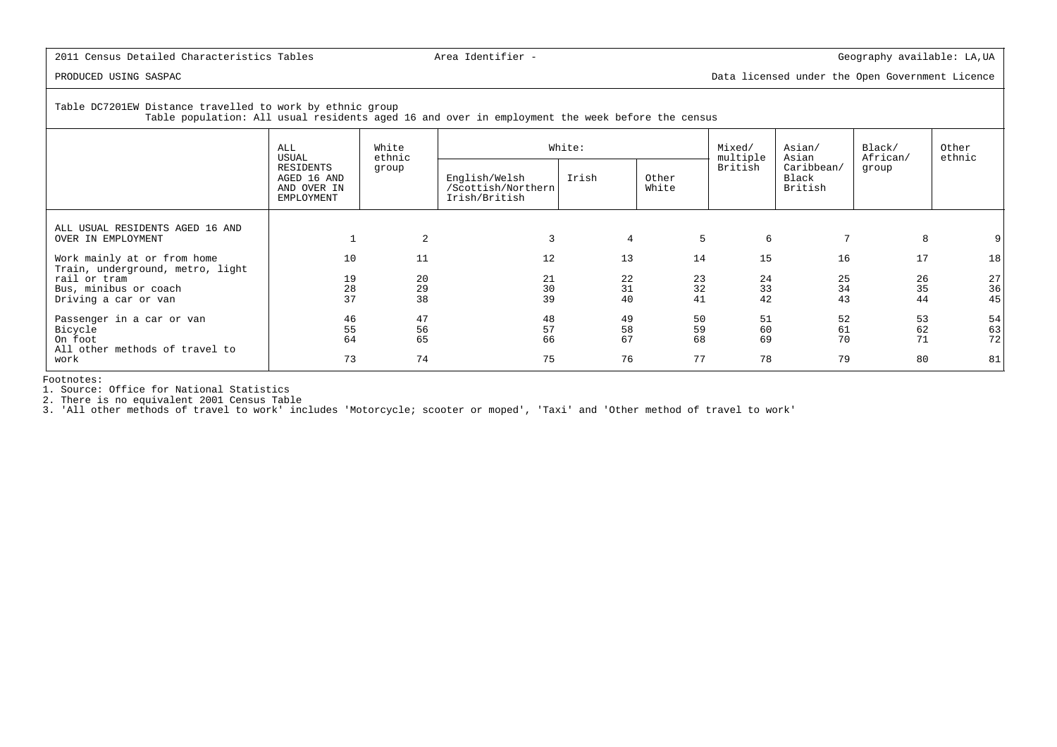2011 Census Detailed Characteristics Tables | Area Identifier - | Geography available: LA,UA

PRODUCED USING SASPAC | Data licensed under the Open Government Licence

Table DC7201EW Distance travelled to work by ethnic group
Table population: All usual residents aged 16 and over in employment the week before the census

| | ALL USUAL RESIDENTS AGED 16 AND OVER IN EMPLOYMENT | White ethnic group | White: | | | Mixed/ multiple British | Asian/ Asian Caribbean/ Black British | Black/ African/ group | Other ethnic |
|---|---|---|---|---|---|---|---|---|---|
| | | | English/Welsh /Scottish/Northern Irish/British | Irish | Other White | | | | |
| ALL USUAL RESIDENTS AGED 16 AND OVER IN EMPLOYMENT | 1 | 2 | 3 | 4 | 5 | 6 | 7 | 8 | 9 |
| Work mainly at or from home | 10 | 11 | 12 | 13 | 14 | 15 | 16 | 17 | 18 |
| Train, underground, metro, light rail or tram | 19 | 20 | 21 | 22 | 23 | 24 | 25 | 26 | 27 |
| Bus, minibus or coach | 28 | 29 | 30 | 31 | 32 | 33 | 34 | 35 | 36 |
| Driving a car or van | 37 | 38 | 39 | 40 | 41 | 42 | 43 | 44 | 45 |
| Passenger in a car or van | 46 | 47 | 48 | 49 | 50 | 51 | 52 | 53 | 54 |
| Bicycle | 55 | 56 | 57 | 58 | 59 | 60 | 61 | 62 | 63 |
| On foot | 64 | 65 | 66 | 67 | 68 | 69 | 70 | 71 | 72 |
| All other methods of travel to work | 73 | 74 | 75 | 76 | 77 | 78 | 79 | 80 | 81 |

Footnotes:
1. Source: Office for National Statistics
2. There is no equivalent 2001 Census Table
3. 'All other methods of travel to work' includes 'Motorcycle; scooter or moped', 'Taxi' and 'Other method of travel to work'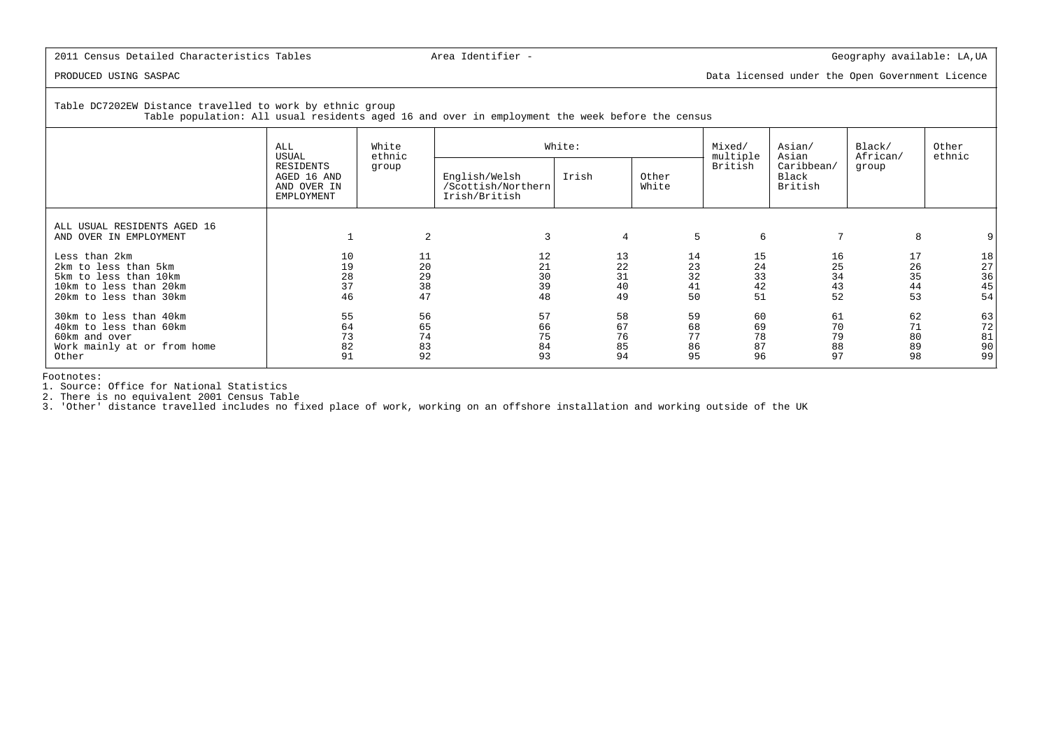2011 Census Detailed Characteristics Tables | Area Identifier - | Geography available: LA,UA

PRODUCED USING SASPAC | Data licensed under the Open Government Licence

Table DC7202EW Distance travelled to work by ethnic group
Table population: All usual residents aged 16 and over in employment the week before the census

| | ALL USUAL RESIDENTS AGED 16 AND OVER IN EMPLOYMENT | White ethnic group | White: | | | Mixed/ multiple British | Asian/ Asian Caribbean/ Black British | Black/ African/ group | Other ethnic |
|---|---|---|---|---|---|---|---|---|---|
| | | | English/Welsh /Scottish/Northern Irish/British | Irish | Other White | | | | |
| ALL USUAL RESIDENTS AGED 16 AND OVER IN EMPLOYMENT | 1 | 2 | 3 | 4 | 5 | 6 | 7 | 8 | 9 |
| Less than 2km | 10 | 11 | 12 | 13 | 14 | 15 | 16 | 17 | 18 |
| 2km to less than 5km | 19 | 20 | 21 | 22 | 23 | 24 | 25 | 26 | 27 |
| 5km to less than 10km | 28 | 29 | 30 | 31 | 32 | 33 | 34 | 35 | 36 |
| 10km to less than 20km | 37 | 38 | 39 | 40 | 41 | 42 | 43 | 44 | 45 |
| 20km to less than 30km | 46 | 47 | 48 | 49 | 50 | 51 | 52 | 53 | 54 |
| 30km to less than 40km | 55 | 56 | 57 | 58 | 59 | 60 | 61 | 62 | 63 |
| 40km to less than 60km | 64 | 65 | 66 | 67 | 68 | 69 | 70 | 71 | 72 |
| 60km and over | 73 | 74 | 75 | 76 | 77 | 78 | 79 | 80 | 81 |
| Work mainly at or from home | 82 | 83 | 84 | 85 | 86 | 87 | 88 | 89 | 90 |
| Other | 91 | 92 | 93 | 94 | 95 | 96 | 97 | 98 | 99 |

Footnotes:
1. Source: Office for National Statistics
2. There is no equivalent 2001 Census Table
3. 'Other' distance travelled includes no fixed place of work, working on an offshore installation and working outside of the UK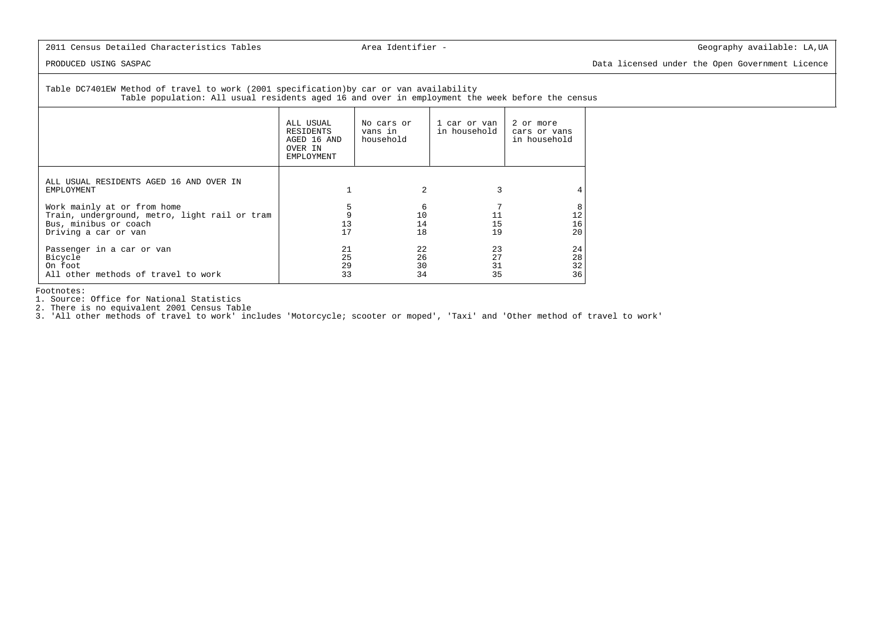2011 Census Detailed Characteristics Tables | Area Identifier - | Geography available: LA,UA

PRODUCED USING SASPAC | Data licensed under the Open Government Licence

Table DC7401EW Method of travel to work (2001 specification)by car or van availability
Table population: All usual residents aged 16 and over in employment the week before the census

| | ALL USUAL RESIDENTS AGED 16 AND OVER IN EMPLOYMENT | No cars or vans in household | 1 car or van in household | 2 or more cars or vans in household |
|---|---|---|---|---|
| ALL USUAL RESIDENTS AGED 16 AND OVER IN EMPLOYMENT | 1 | 2 | 3 | 4 |
| Work mainly at or from home | 5 | 6 | 7 | 8 |
| Train, underground, metro, light rail or tram | 9 | 10 | 11 | 12 |
| Bus, minibus or coach | 13 | 14 | 15 | 16 |
| Driving a car or van | 17 | 18 | 19 | 20 |
| Passenger in a car or van | 21 | 22 | 23 | 24 |
| Bicycle | 25 | 26 | 27 | 28 |
| On foot | 29 | 30 | 31 | 32 |
| All other methods of travel to work | 33 | 34 | 35 | 36 |

Footnotes:
1. Source: Office for National Statistics
2. There is no equivalent 2001 Census Table
3. 'All other methods of travel to work' includes 'Motorcycle; scooter or moped', 'Taxi' and 'Other method of travel to work'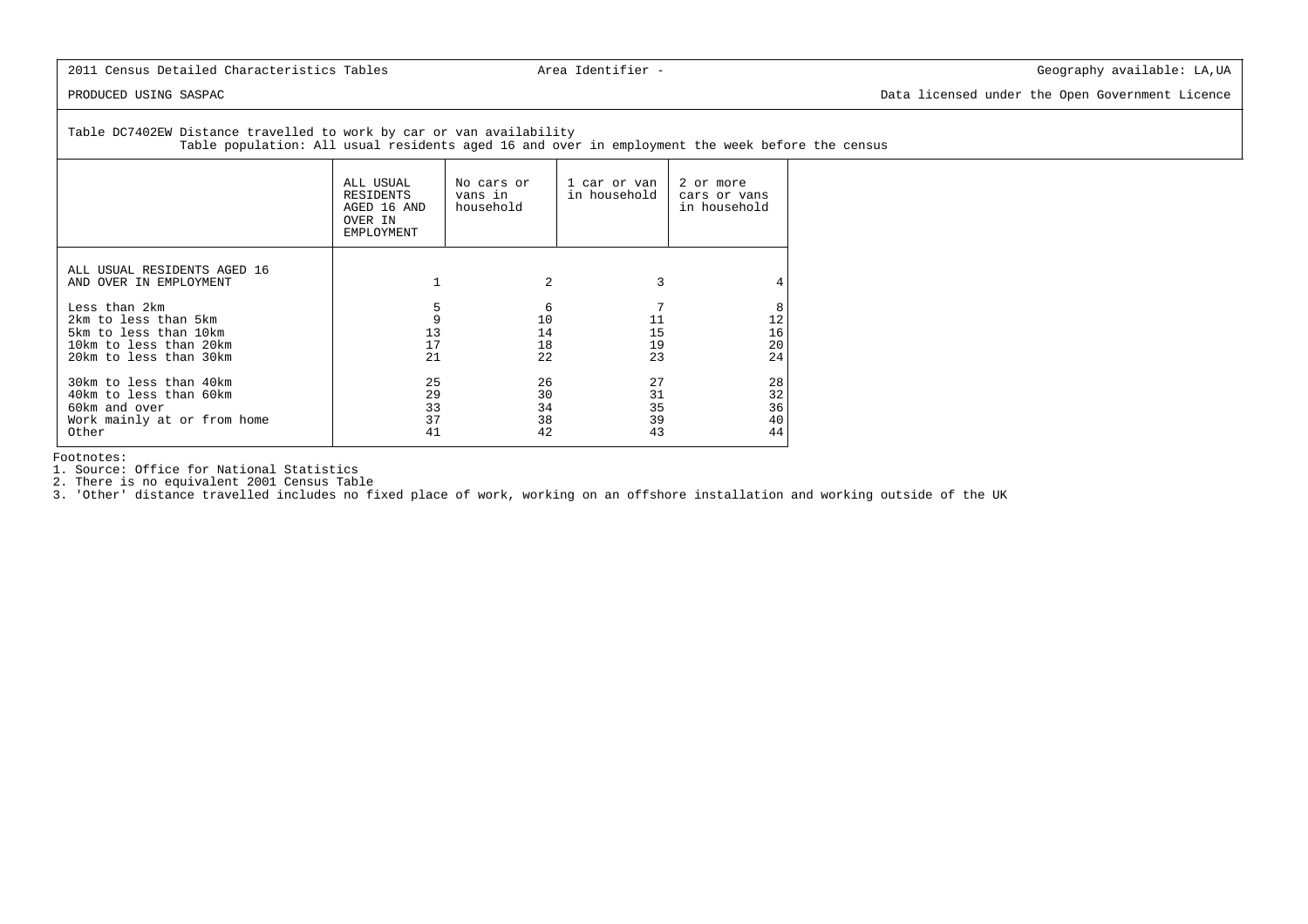2011 Census Detailed Characteristics Tables | Area Identifier - | Geography available: LA,UA

PRODUCED USING SASPAC | Data licensed under the Open Government Licence

Table DC7402EW Distance travelled to work by car or van availability
Table population: All usual residents aged 16 and over in employment the week before the census

| | ALL USUAL RESIDENTS AGED 16 AND OVER IN EMPLOYMENT | No cars or vans in household | 1 car or van in household | 2 or more cars or vans in household |
|---|---|---|---|---|
| ALL USUAL RESIDENTS AGED 16 AND OVER IN EMPLOYMENT | 1 | 2 | 3 | 4 |
| Less than 2km | 5 | 6 | 7 | 8 |
| 2km to less than 5km | 9 | 10 | 11 | 12 |
| 5km to less than 10km | 13 | 14 | 15 | 16 |
| 10km to less than 20km | 17 | 18 | 19 | 20 |
| 20km to less than 30km | 21 | 22 | 23 | 24 |
| 30km to less than 40km | 25 | 26 | 27 | 28 |
| 40km to less than 60km | 29 | 30 | 31 | 32 |
| 60km and over | 33 | 34 | 35 | 36 |
| Work mainly at or from home | 37 | 38 | 39 | 40 |
| Other | 41 | 42 | 43 | 44 |

Footnotes:
1. Source: Office for National Statistics
2. There is no equivalent 2001 Census Table
3. 'Other' distance travelled includes no fixed place of work, working on an offshore installation and working outside of the UK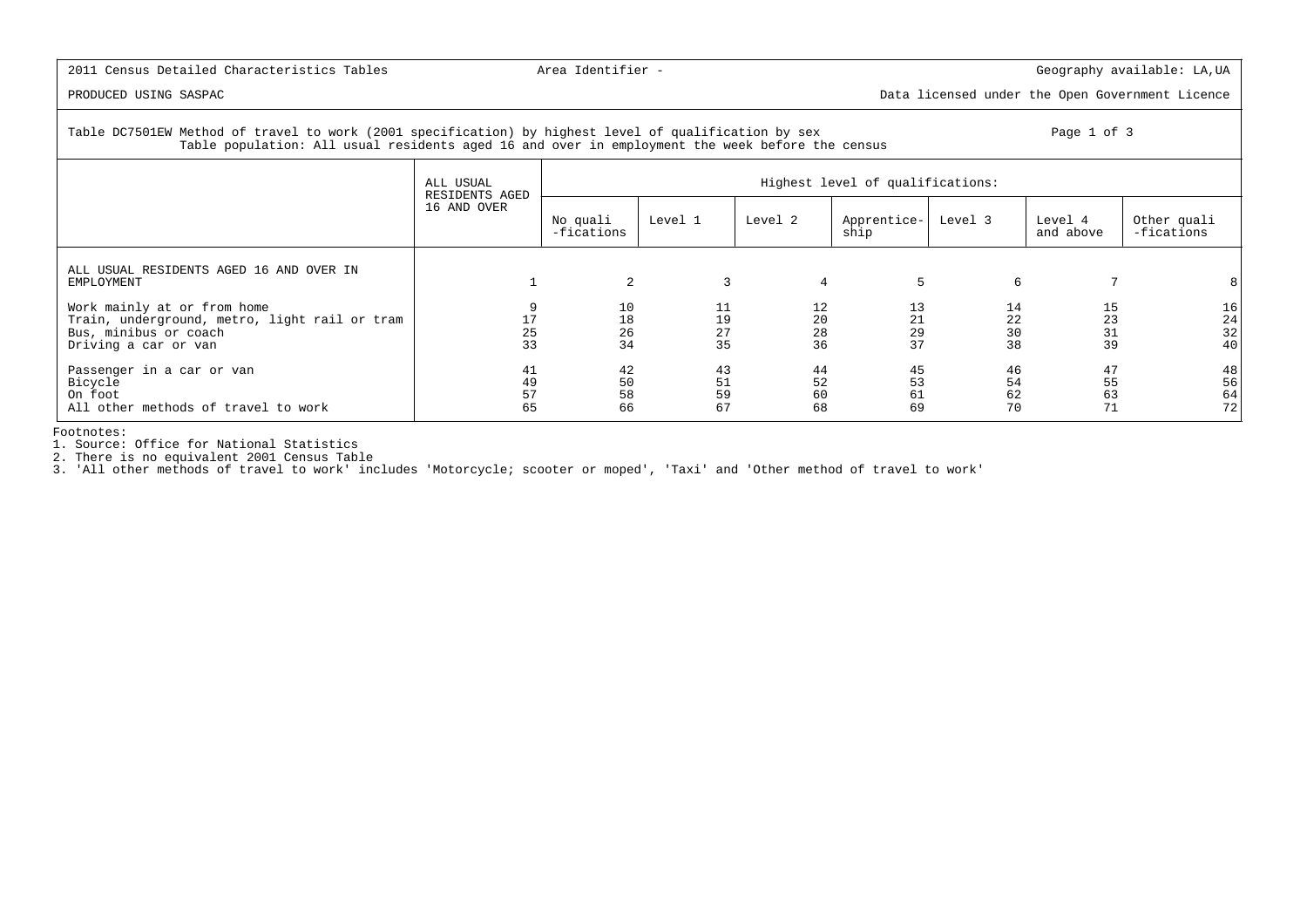2011 Census Detailed Characteristics Tables | Area Identifier - | Geography available: LA,UA

PRODUCED USING SASPAC | Data licensed under the Open Government Licence

Table DC7501EW Method of travel to work (2001 specification) by highest level of qualification by sex
Table population: All usual residents aged 16 and over in employment the week before the census

Page 1 of 3

| | ALL USUAL RESIDENTS AGED 16 AND OVER | Highest level of qualifications: | | | | | | |
|---|---|---|---|---|---|---|---|---|
| | | No quali -fications | Level 1 | Level 2 | Apprentice-ship | Level 3 | Level 4 and above | Other quali -fications |
| ALL USUAL RESIDENTS AGED 16 AND OVER IN EMPLOYMENT | 1 | 2 | 3 | 4 | 5 | 6 | 7 | 8 |
| Work mainly at or from home | 9 | 10 | 11 | 12 | 13 | 14 | 15 | 16 |
| Train, underground, metro, light rail or tram | 17 | 18 | 19 | 20 | 21 | 22 | 23 | 24 |
| Bus, minibus or coach | 25 | 26 | 27 | 28 | 29 | 30 | 31 | 32 |
| Driving a car or van | 33 | 34 | 35 | 36 | 37 | 38 | 39 | 40 |
| Passenger in a car or van | 41 | 42 | 43 | 44 | 45 | 46 | 47 | 48 |
| Bicycle | 49 | 50 | 51 | 52 | 53 | 54 | 55 | 56 |
| On foot | 57 | 58 | 59 | 60 | 61 | 62 | 63 | 64 |
| All other methods of travel to work | 65 | 66 | 67 | 68 | 69 | 70 | 71 | 72 |

Footnotes:
1. Source: Office for National Statistics
2. There is no equivalent 2001 Census Table
3. 'All other methods of travel to work' includes 'Motorcycle; scooter or moped', 'Taxi' and 'Other method of travel to work'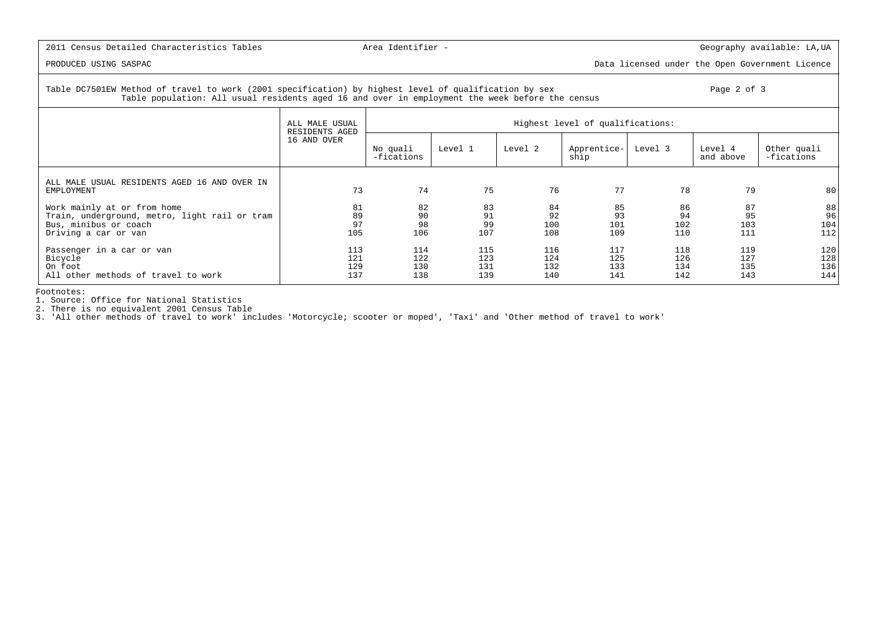2011 Census Detailed Characteristics Tables

Area Identifier -

Geography available: LA,UA

PRODUCED USING SASPAC

Data licensed under the Open Government Licence

Table DC7501EW Method of travel to work (2001 specification) by highest level of qualification by sex
Table population: All usual residents aged 16 and over in employment the week before the census

|  | ALL MALE USUAL RESIDENTS AGED 16 AND OVER | Highest level of qualifications: | | | | | | |
|---|---|---|---|---|---|---|---|---|
|  |  | No quali -fications | Level 1 | Level 2 | Apprentice- ship | Level 3 | Level 4 and above | Other quali -fications |
| ALL MALE USUAL RESIDENTS AGED 16 AND OVER IN EMPLOYMENT | 73 | 74 | 75 | 76 | 77 | 78 | 79 | 80 |
| Work mainly at or from home | 81 | 82 | 83 | 84 | 85 | 86 | 87 | 88 |
| Train, underground, metro, light rail or tram | 89 | 90 | 91 | 92 | 93 | 94 | 95 | 96 |
| Bus, minibus or coach | 97 | 98 | 99 | 100 | 101 | 102 | 103 | 104 |
| Driving a car or van | 105 | 106 | 107 | 108 | 109 | 110 | 111 | 112 |
| Passenger in a car or van | 113 | 114 | 115 | 116 | 117 | 118 | 119 | 120 |
| Bicycle | 121 | 122 | 123 | 124 | 125 | 126 | 127 | 128 |
| On foot | 129 | 130 | 131 | 132 | 133 | 134 | 135 | 136 |
| All other methods of travel to work | 137 | 138 | 139 | 140 | 141 | 142 | 143 | 144 |

Footnotes:
1. Source: Office for National Statistics
2. There is no equivalent 2001 Census Table
3. 'All other methods of travel to work' includes 'Motorcycle; scooter or moped', 'Taxi' and 'Other method of travel to work'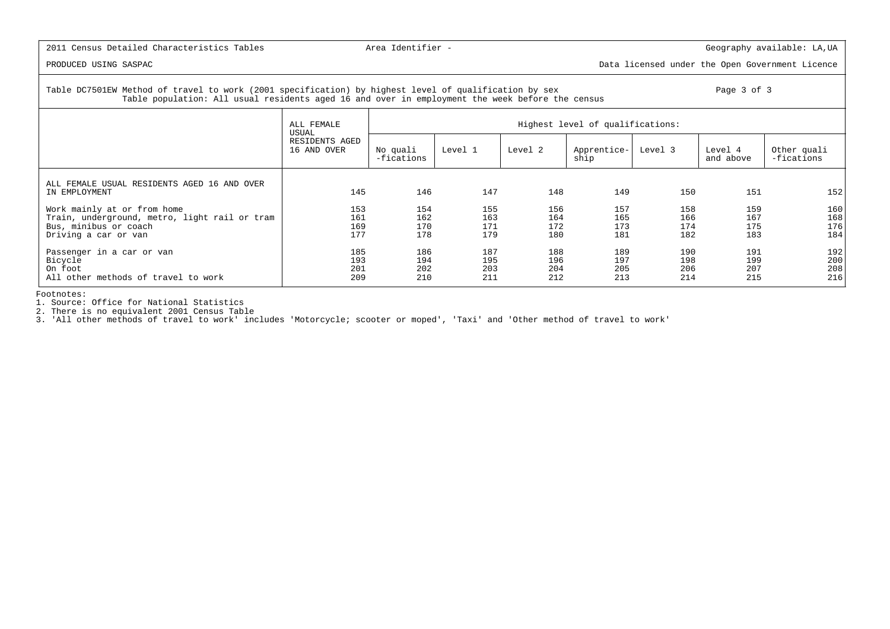2011 Census Detailed Characteristics Tables

Area Identifier -

Geography available: LA,UA

PRODUCED USING SASPAC

Data licensed under the Open Government Licence

Table DC7501EW Method of travel to work (2001 specification) by highest level of qualification by sex
Table population: All usual residents aged 16 and over in employment the week before the census

| | ALL FEMALE USUAL RESIDENTS AGED 16 AND OVER | Highest level of qualifications: | | | | | | |
|---|---|---|---|---|---|---|---|---|
| | | No quali -fications | Level 1 | Level 2 | Apprentice-ship | Level 3 | Level 4 and above | Other quali -fications |
| ALL FEMALE USUAL RESIDENTS AGED 16 AND OVER IN EMPLOYMENT | 145 | 146 | 147 | 148 | 149 | 150 | 151 | 152 |
| Work mainly at or from home | 153 | 154 | 155 | 156 | 157 | 158 | 159 | 160 |
| Train, underground, metro, light rail or tram | 161 | 162 | 163 | 164 | 165 | 166 | 167 | 168 |
| Bus, minibus or coach | 169 | 170 | 171 | 172 | 173 | 174 | 175 | 176 |
| Driving a car or van | 177 | 178 | 179 | 180 | 181 | 182 | 183 | 184 |
| Passenger in a car or van | 185 | 186 | 187 | 188 | 189 | 190 | 191 | 192 |
| Bicycle | 193 | 194 | 195 | 196 | 197 | 198 | 199 | 200 |
| On foot | 201 | 202 | 203 | 204 | 205 | 206 | 207 | 208 |
| All other methods of travel to work | 209 | 210 | 211 | 212 | 213 | 214 | 215 | 216 |

Footnotes:
1. Source: Office for National Statistics
2. There is no equivalent 2001 Census Table
3. 'All other methods of travel to work' includes 'Motorcycle; scooter or moped', 'Taxi' and 'Other method of travel to work'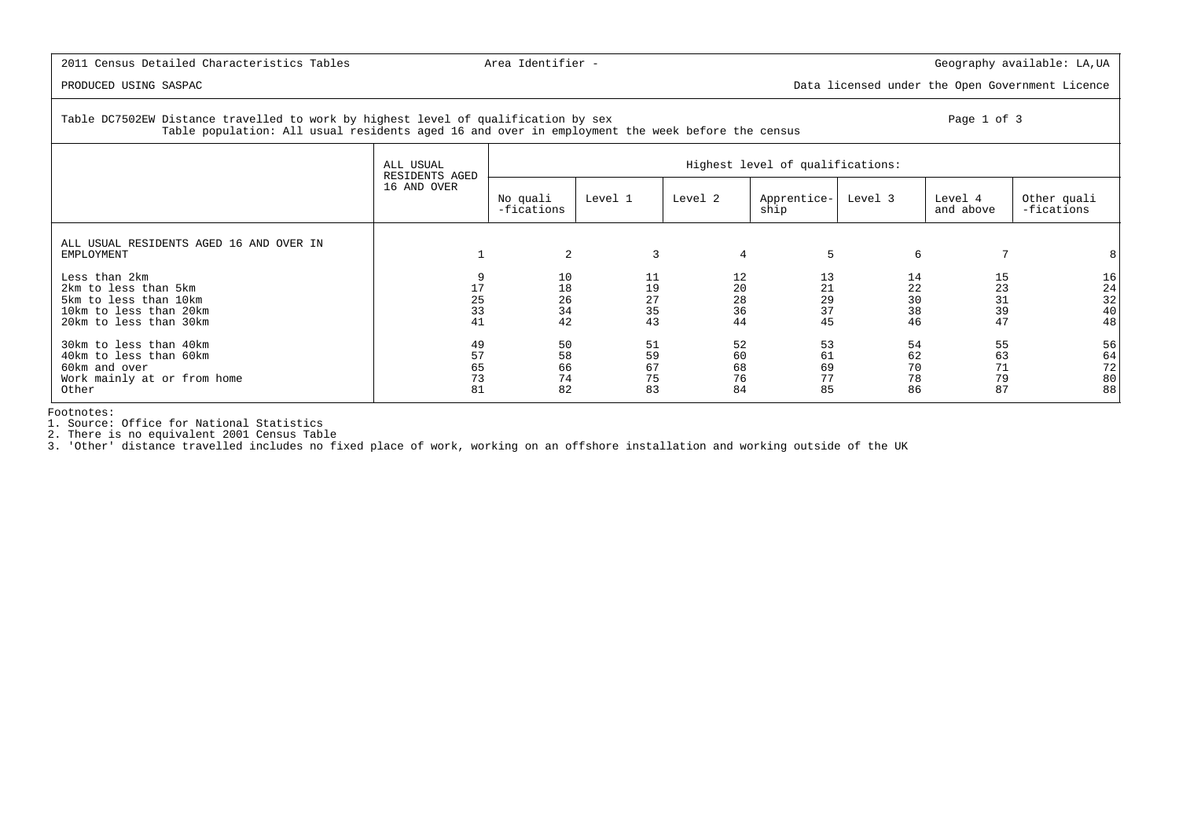2011 Census Detailed Characteristics Tables | Area Identifier - | Geography available: LA,UA

PRODUCED USING SASPAC | Data licensed under the Open Government Licence

Table DC7502EW Distance travelled to work by highest level of qualification by sex
Table population: All usual residents aged 16 and over in employment the week before the census

| | ALL USUAL RESIDENTS AGED 16 AND OVER | Highest level of qualifications: | | | | | | |
|---|---|---|---|---|---|---|---|---|
| | | No qualifications | Level 1 | Level 2 | Apprenticeship | Level 3 | Level 4 and above | Other qualifications |
| ALL USUAL RESIDENTS AGED 16 AND OVER IN EMPLOYMENT | 1 | 2 | 3 | 4 | 5 | 6 | 7 | 8 |
| Less than 2km | 9 | 10 | 11 | 12 | 13 | 14 | 15 | 16 |
| 2km to less than 5km | 17 | 18 | 19 | 20 | 21 | 22 | 23 | 24 |
| 5km to less than 10km | 25 | 26 | 27 | 28 | 29 | 30 | 31 | 32 |
| 10km to less than 20km | 33 | 34 | 35 | 36 | 37 | 38 | 39 | 40 |
| 20km to less than 30km | 41 | 42 | 43 | 44 | 45 | 46 | 47 | 48 |
| 30km to less than 40km | 49 | 50 | 51 | 52 | 53 | 54 | 55 | 56 |
| 40km to less than 60km | 57 | 58 | 59 | 60 | 61 | 62 | 63 | 64 |
| 60km and over | 65 | 66 | 67 | 68 | 69 | 70 | 71 | 72 |
| Work mainly at or from home | 73 | 74 | 75 | 76 | 77 | 78 | 79 | 80 |
| Other | 81 | 82 | 83 | 84 | 85 | 86 | 87 | 88 |

Footnotes:
1. Source: Office for National Statistics
2. There is no equivalent 2001 Census Table
3. 'Other' distance travelled includes no fixed place of work, working on an offshore installation and working outside of the UK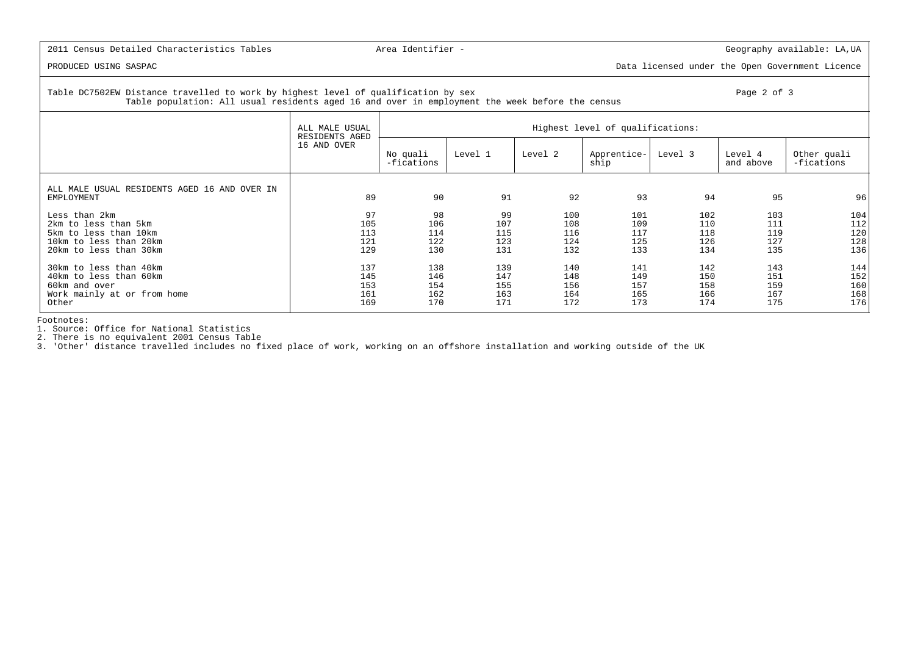2011 Census Detailed Characteristics Tables

Area Identifier -

Geography available: LA,UA

PRODUCED USING SASPAC

Data licensed under the Open Government Licence

Table DC7502EW Distance travelled to work by highest level of qualification by sex

Table population: All usual residents aged 16 and over in employment the week before the census

| | ALL MALE USUAL RESIDENTS AGED 16 AND OVER | Highest level of qualifications: | | | | | | |
|---|---|---|---|---|---|---|---|---|
| | | No quali -fications | Level 1 | Level 2 | Apprentice-ship | Level 3 | Level 4 and above | Other quali -fications |
| ALL MALE USUAL RESIDENTS AGED 16 AND OVER IN EMPLOYMENT | 89 | 90 | 91 | 92 | 93 | 94 | 95 | 96 |
| Less than 2km | 97 | 98 | 99 | 100 | 101 | 102 | 103 | 104 |
| 2km to less than 5km | 105 | 106 | 107 | 108 | 109 | 110 | 111 | 112 |
| 5km to less than 10km | 113 | 114 | 115 | 116 | 117 | 118 | 119 | 120 |
| 10km to less than 20km | 121 | 122 | 123 | 124 | 125 | 126 | 127 | 128 |
| 20km to less than 30km | 129 | 130 | 131 | 132 | 133 | 134 | 135 | 136 |
| 30km to less than 40km | 137 | 138 | 139 | 140 | 141 | 142 | 143 | 144 |
| 40km to less than 60km | 145 | 146 | 147 | 148 | 149 | 150 | 151 | 152 |
| 60km and over | 153 | 154 | 155 | 156 | 157 | 158 | 159 | 160 |
| Work mainly at or from home | 161 | 162 | 163 | 164 | 165 | 166 | 167 | 168 |
| Other | 169 | 170 | 171 | 172 | 173 | 174 | 175 | 176 |

Footnotes:
1. Source: Office for National Statistics
2. There is no equivalent 2001 Census Table
3. 'Other' distance travelled includes no fixed place of work, working on an offshore installation and working outside of the UK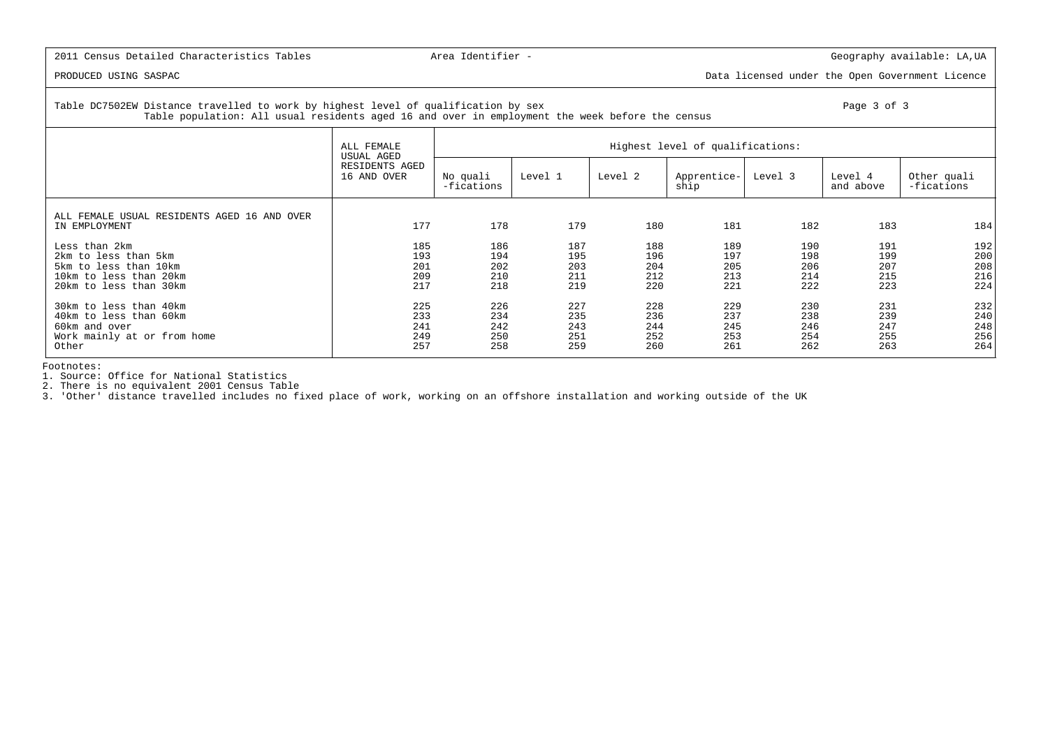2011 Census Detailed Characteristics Tables

Area Identifier -

Geography available: LA,UA

PRODUCED USING SASPAC

Data licensed under the Open Government Licence

Table DC7502EW Distance travelled to work by highest level of qualification by sex

Table population: All usual residents aged 16 and over in employment the week before the census

| | ALL FEMALE USUAL AGED RESIDENTS AGED 16 AND OVER | Highest level of qualifications: | | | | | | |
|---|---|---|---|---|---|---|---|---|
| | | No quali -fications | Level 1 | Level 2 | Apprentice- ship | Level 3 | Level 4 and above | Other quali -fications |
| ALL FEMALE USUAL RESIDENTS AGED 16 AND OVER IN EMPLOYMENT | 177 | 178 | 179 | 180 | 181 | 182 | 183 | 184 |
| Less than 2km | 185 | 186 | 187 | 188 | 189 | 190 | 191 | 192 |
| 2km to less than 5km | 193 | 194 | 195 | 196 | 197 | 198 | 199 | 200 |
| 5km to less than 10km | 201 | 202 | 203 | 204 | 205 | 206 | 207 | 208 |
| 10km to less than 20km | 209 | 210 | 211 | 212 | 213 | 214 | 215 | 216 |
| 20km to less than 30km | 217 | 218 | 219 | 220 | 221 | 222 | 223 | 224 |
| 30km to less than 40km | 225 | 226 | 227 | 228 | 229 | 230 | 231 | 232 |
| 40km to less than 60km | 233 | 234 | 235 | 236 | 237 | 238 | 239 | 240 |
| 60km and over | 241 | 242 | 243 | 244 | 245 | 246 | 247 | 248 |
| Work mainly at or from home | 249 | 250 | 251 | 252 | 253 | 254 | 255 | 256 |
| Other | 257 | 258 | 259 | 260 | 261 | 262 | 263 | 264 |

Footnotes:
1. Source: Office for National Statistics
2. There is no equivalent 2001 Census Table
3. 'Other' distance travelled includes no fixed place of work, working on an offshore installation and working outside of the UK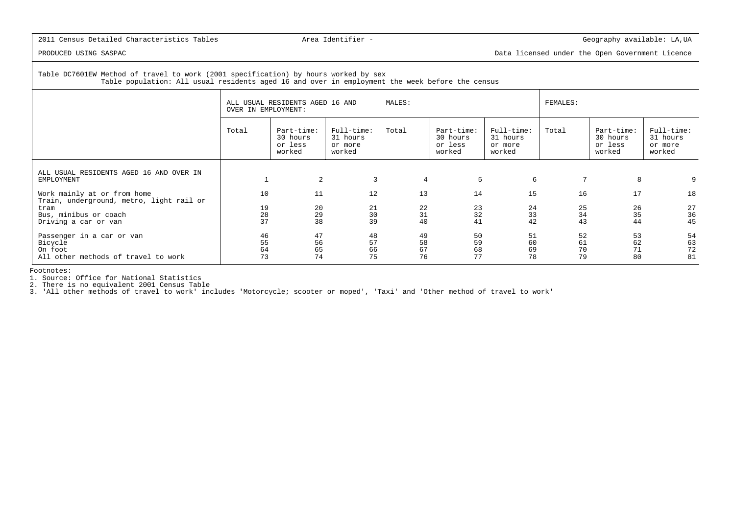2011 Census Detailed Characteristics Tables — Area Identifier - — Geography available: LA,UA

PRODUCED USING SASPAC — Data licensed under the Open Government Licence

Table DC7601EW Method of travel to work (2001 specification) by hours worked by sex
Table population: All usual residents aged 16 and over in employment the week before the census

| | ALL USUAL RESIDENTS AGED 16 AND OVER IN EMPLOYMENT: | | | MALES: | | | FEMALES: | | |
|---|---|---|---|---|---|---|---|---|---|
| | Total | Part-time: 30 hours or less worked | Full-time: 31 hours or more worked | Total | Part-time: 30 hours or less worked | Full-time: 31 hours or more worked | Total | Part-time: 30 hours or less worked | Full-time: 31 hours or more worked |
| ALL USUAL RESIDENTS AGED 16 AND OVER IN EMPLOYMENT | 1 | 2 | 3 | 4 | 5 | 6 | 7 | 8 | 9 |
| Work mainly at or from home | 10 | 11 | 12 | 13 | 14 | 15 | 16 | 17 | 18 |
| Train, underground, metro, light rail or tram | 19 | 20 | 21 | 22 | 23 | 24 | 25 | 26 | 27 |
| Bus, minibus or coach | 28 | 29 | 30 | 31 | 32 | 33 | 34 | 35 | 36 |
| Driving a car or van | 37 | 38 | 39 | 40 | 41 | 42 | 43 | 44 | 45 |
| Passenger in a car or van | 46 | 47 | 48 | 49 | 50 | 51 | 52 | 53 | 54 |
| Bicycle | 55 | 56 | 57 | 58 | 59 | 60 | 61 | 62 | 63 |
| On foot | 64 | 65 | 66 | 67 | 68 | 69 | 70 | 71 | 72 |
| All other methods of travel to work | 73 | 74 | 75 | 76 | 77 | 78 | 79 | 80 | 81 |

Footnotes:
1. Source: Office for National Statistics
2. There is no equivalent 2001 Census Table
3. 'All other methods of travel to work' includes 'Motorcycle; scooter or moped', 'Taxi' and 'Other method of travel to work'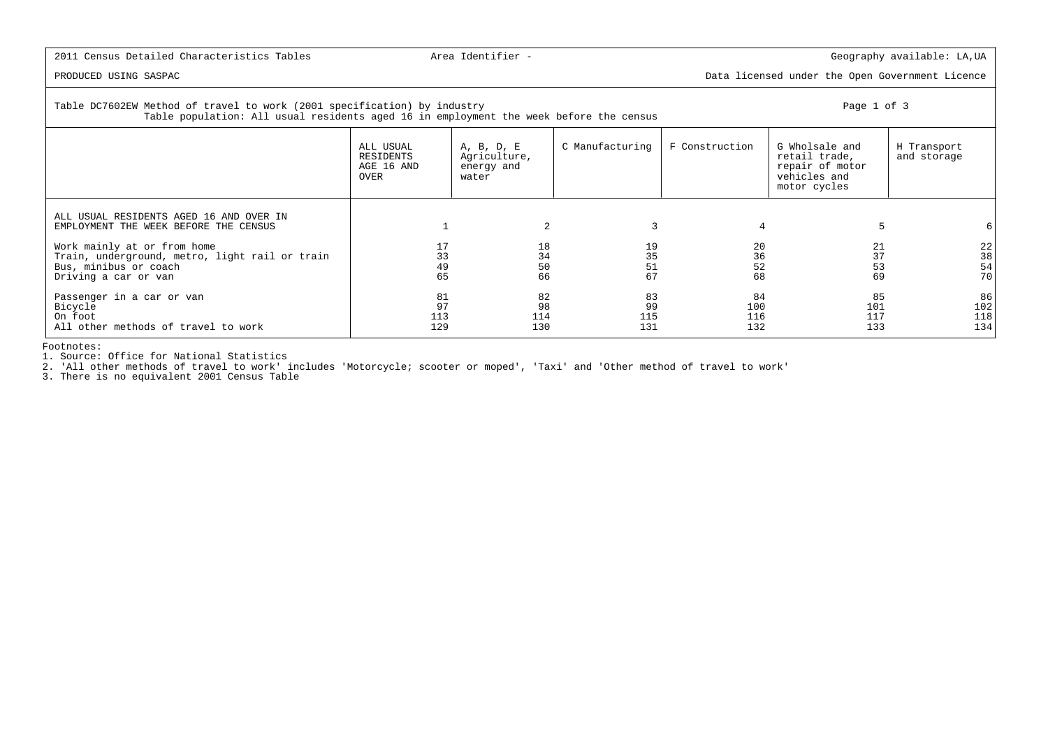2011 Census Detailed Characteristics Tables | Area Identifier - | Geography available: LA,UA

PRODUCED USING SASPAC | Data licensed under the Open Government Licence

Table DC7602EW Method of travel to work (2001 specification) by industry
Table population: All usual residents aged 16 in employment the week before the census

| | ALL USUAL RESIDENTS AGE 16 AND OVER | A, B, D, E Agriculture, energy and water | C Manufacturing | F Construction | G Wholsale and retail trade, repair of motor vehicles and motor cycles | H Transport and storage |
|---|---|---|---|---|---|---|
| ALL USUAL RESIDENTS AGED 16 AND OVER IN EMPLOYMENT THE WEEK BEFORE THE CENSUS | 1 | 2 | 3 | 4 | 5 | 6 |
| Work mainly at or from home | 17 | 18 | 19 | 20 | 21 | 22 |
| Train, underground, metro, light rail or train | 33 | 34 | 35 | 36 | 37 | 38 |
| Bus, minibus or coach | 49 | 50 | 51 | 52 | 53 | 54 |
| Driving a car or van | 65 | 66 | 67 | 68 | 69 | 70 |
| Passenger in a car or van | 81 | 82 | 83 | 84 | 85 | 86 |
| Bicycle | 97 | 98 | 99 | 100 | 101 | 102 |
| On foot | 113 | 114 | 115 | 116 | 117 | 118 |
| All other methods of travel to work | 129 | 130 | 131 | 132 | 133 | 134 |

Footnotes:
1. Source: Office for National Statistics
2. 'All other methods of travel to work' includes 'Motorcycle; scooter or moped', 'Taxi' and 'Other method of travel to work'
3. There is no equivalent 2001 Census Table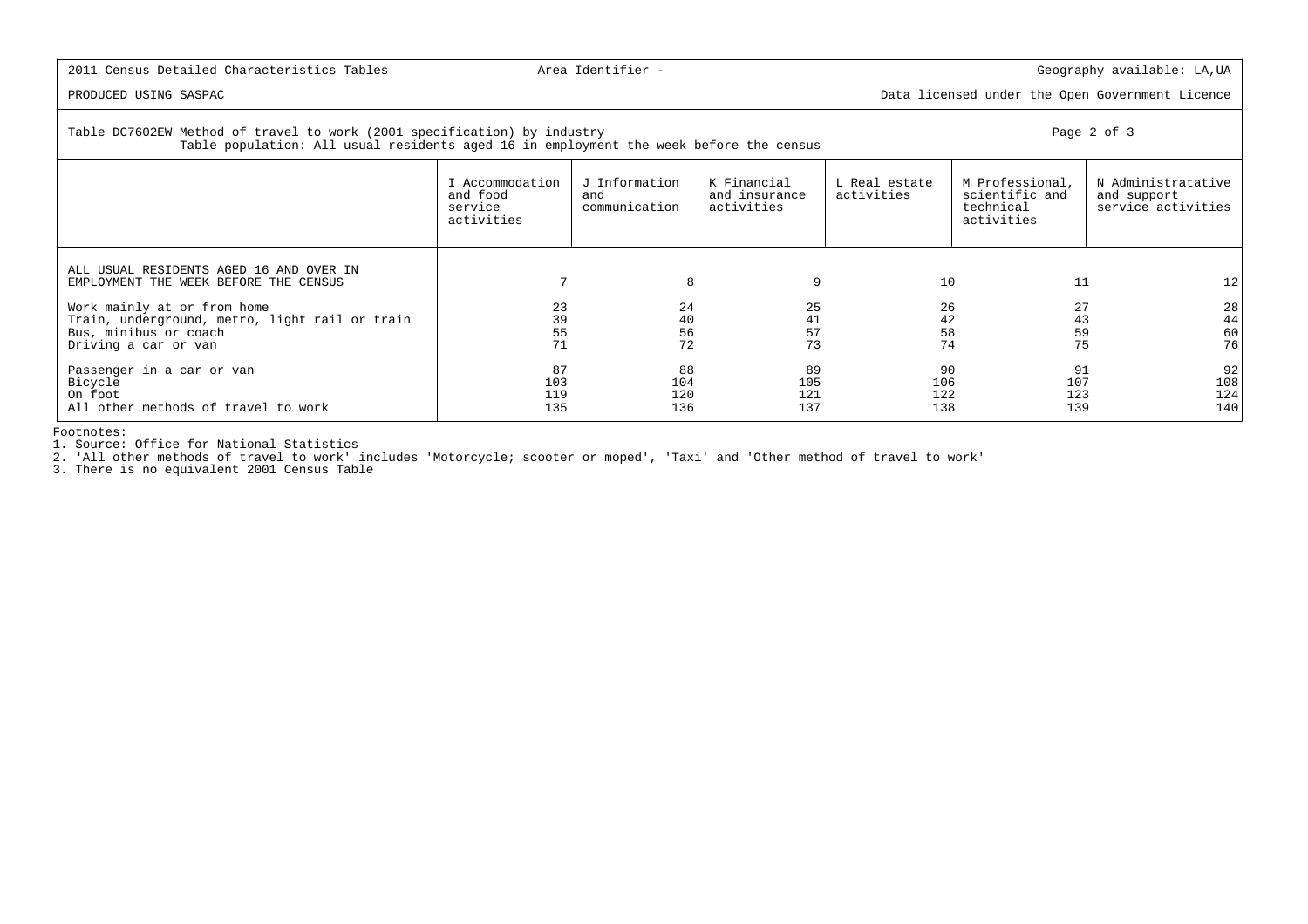2011 Census Detailed Characteristics Tables | Area Identifier - | Geography available: LA,UA

PRODUCED USING SASPAC | Data licensed under the Open Government Licence

Table DC7602EW Method of travel to work (2001 specification) by industry
Table population: All usual residents aged 16 in employment the week before the census

Page 2 of 3

| | I Accommodation and food service activities | J Information and communication | K Financial and insurance activities | L Real estate activities | M Professional, scientific and technical activities | N Administratative and support service activities |
|---|---|---|---|---|---|---|
| ALL USUAL RESIDENTS AGED 16 AND OVER IN EMPLOYMENT THE WEEK BEFORE THE CENSUS | 7 | 8 | 9 | 10 | 11 | 12 |
| Work mainly at or from home | 23 | 24 | 25 | 26 | 27 | 28 |
| Train, underground, metro, light rail or train | 39 | 40 | 41 | 42 | 43 | 44 |
| Bus, minibus or coach | 55 | 56 | 57 | 58 | 59 | 60 |
| Driving a car or van | 71 | 72 | 73 | 74 | 75 | 76 |
| Passenger in a car or van | 87 | 88 | 89 | 90 | 91 | 92 |
| Bicycle | 103 | 104 | 105 | 106 | 107 | 108 |
| On foot | 119 | 120 | 121 | 122 | 123 | 124 |
| All other methods of travel to work | 135 | 136 | 137 | 138 | 139 | 140 |

Footnotes:
1. Source: Office for National Statistics
2. 'All other methods of travel to work' includes 'Motorcycle; scooter or moped', 'Taxi' and 'Other method of travel to work'
3. There is no equivalent 2001 Census Table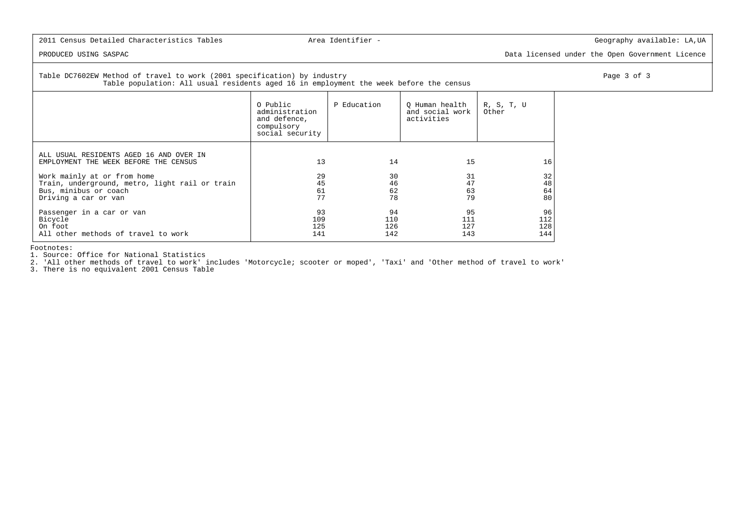2011 Census Detailed Characteristics Tables — Area Identifier - — Geography available: LA,UA

PRODUCED USING SASPAC — Data licensed under the Open Government Licence

Table DC7602EW Method of travel to work (2001 specification) by industry
Table population: All usual residents aged 16 in employment the week before the census

| | O Public administration and defence, compulsory social security | P Education | Q Human health and social work activities | R, S, T, U Other |
|---|---|---|---|---|
| ALL USUAL RESIDENTS AGED 16 AND OVER IN EMPLOYMENT THE WEEK BEFORE THE CENSUS | 13 | 14 | 15 | 16 |
| Work mainly at or from home | 29 | 30 | 31 | 32 |
| Train, underground, metro, light rail or train | 45 | 46 | 47 | 48 |
| Bus, minibus or coach | 61 | 62 | 63 | 64 |
| Driving a car or van | 77 | 78 | 79 | 80 |
| Passenger in a car or van | 93 | 94 | 95 | 96 |
| Bicycle | 109 | 110 | 111 | 112 |
| On foot | 125 | 126 | 127 | 128 |
| All other methods of travel to work | 141 | 142 | 143 | 144 |

Footnotes:

1. Source: Office for National Statistics
2. 'All other methods of travel to work' includes 'Motorcycle; scooter or moped', 'Taxi' and 'Other method of travel to work'
3. There is no equivalent 2001 Census Table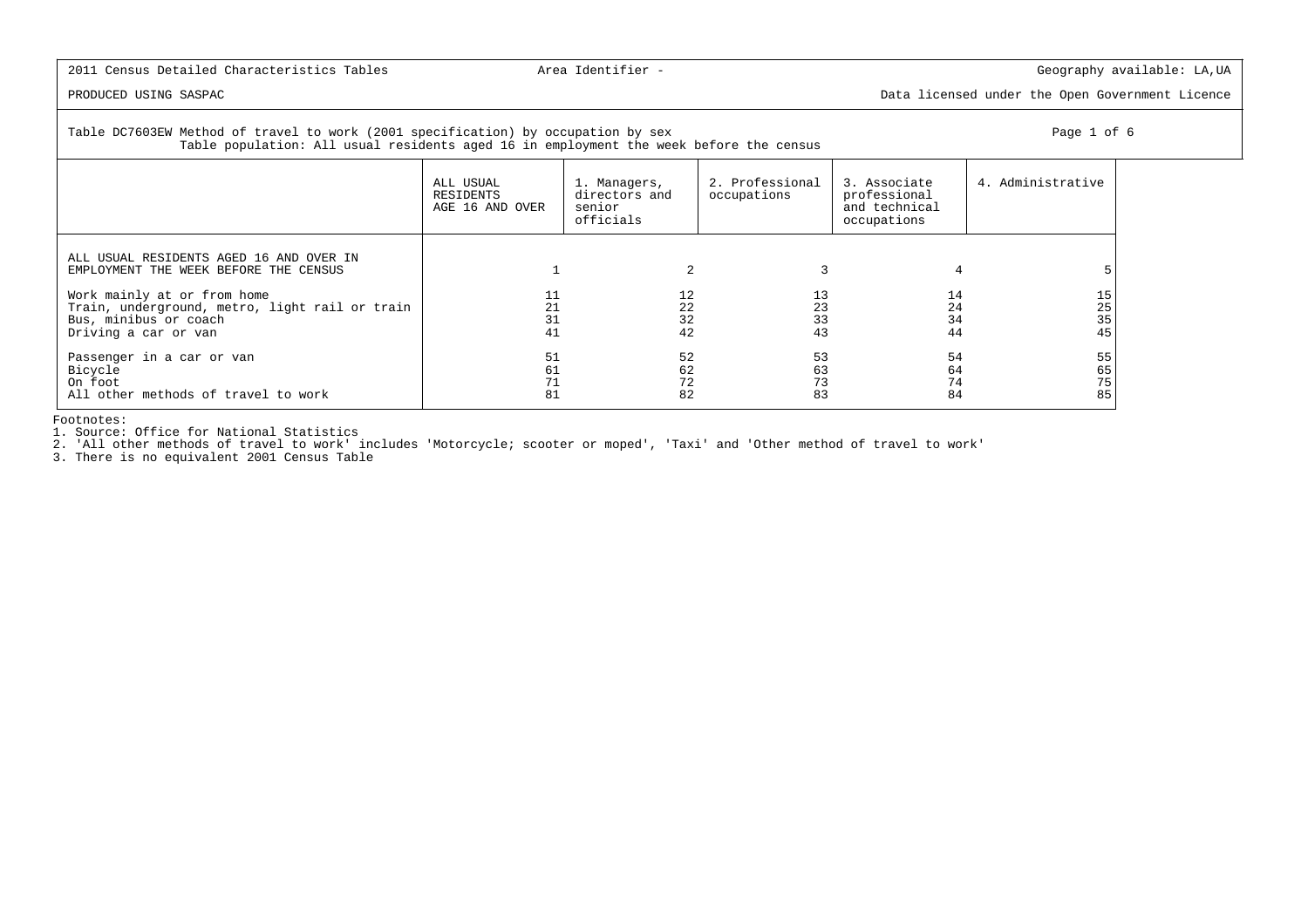2011 Census Detailed Characteristics Tables | Area Identifier - | Geography available: LA,UA

PRODUCED USING SASPAC | Data licensed under the Open Government Licence

Table DC7603EW Method of travel to work (2001 specification) by occupation by sex
Table population: All usual residents aged 16 in employment the week before the census

| | ALL USUAL RESIDENTS AGE 16 AND OVER | 1. Managers, directors and senior officials | 2. Professional occupations | 3. Associate professional and technical occupations | 4. Administrative |
|---|---|---|---|---|---|
| ALL USUAL RESIDENTS AGED 16 AND OVER IN EMPLOYMENT THE WEEK BEFORE THE CENSUS | 1 | 2 | 3 | 4 | 5 |
| Work mainly at or from home | 11 | 12 | 13 | 14 | 15 |
| Train, underground, metro, light rail or train | 21 | 22 | 23 | 24 | 25 |
| Bus, minibus or coach | 31 | 32 | 33 | 34 | 35 |
| Driving a car or van | 41 | 42 | 43 | 44 | 45 |
| Passenger in a car or van | 51 | 52 | 53 | 54 | 55 |
| Bicycle | 61 | 62 | 63 | 64 | 65 |
| On foot | 71 | 72 | 73 | 74 | 75 |
| All other methods of travel to work | 81 | 82 | 83 | 84 | 85 |

Footnotes:
1. Source: Office for National Statistics
2. 'All other methods of travel to work' includes 'Motorcycle; scooter or moped', 'Taxi' and 'Other method of travel to work'
3. There is no equivalent 2001 Census Table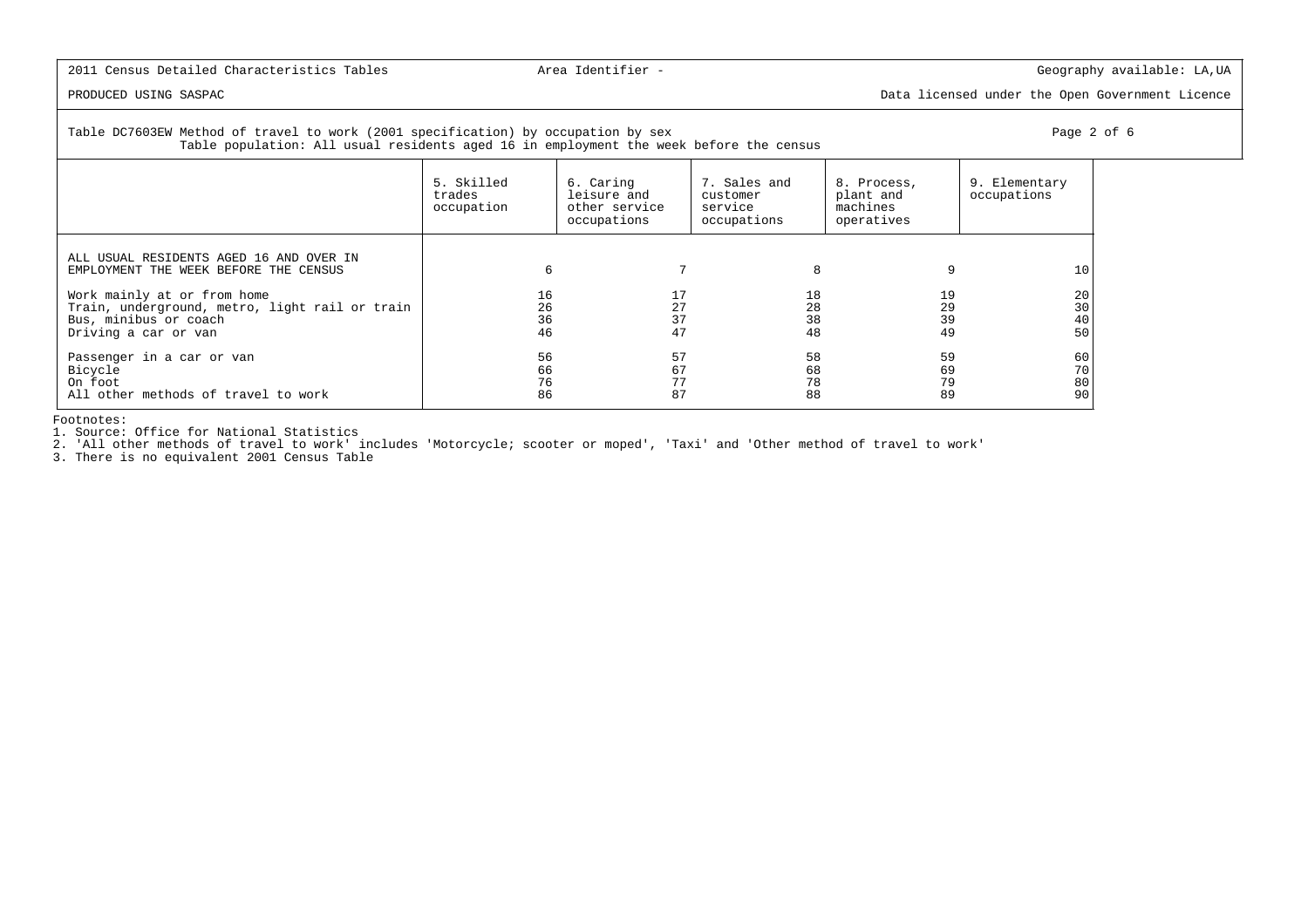2011 Census Detailed Characteristics Tables — Area Identifier - — Geography available: LA,UA

PRODUCED USING SASPAC — Data licensed under the Open Government Licence

Table DC7603EW Method of travel to work (2001 specification) by occupation by sex
Table population: All usual residents aged 16 in employment the week before the census

| | 5. Skilled trades occupation | 6. Caring leisure and other service occupations | 7. Sales and customer service occupations | 8. Process, plant and machines operatives | 9. Elementary occupations |
|---|---|---|---|---|---|
| ALL USUAL RESIDENTS AGED 16 AND OVER IN EMPLOYMENT THE WEEK BEFORE THE CENSUS | 6 | 7 | 8 | 9 | 10 |
| Work mainly at or from home | 16 | 17 | 18 | 19 | 20 |
| Train, underground, metro, light rail or train | 26 | 27 | 28 | 29 | 30 |
| Bus, minibus or coach | 36 | 37 | 38 | 39 | 40 |
| Driving a car or van | 46 | 47 | 48 | 49 | 50 |
| Passenger in a car or van | 56 | 57 | 58 | 59 | 60 |
| Bicycle | 66 | 67 | 68 | 69 | 70 |
| On foot | 76 | 77 | 78 | 79 | 80 |
| All other methods of travel to work | 86 | 87 | 88 | 89 | 90 |

Footnotes:
1. Source: Office for National Statistics
2. 'All other methods of travel to work' includes 'Motorcycle; scooter or moped', 'Taxi' and 'Other method of travel to work'
3. There is no equivalent 2001 Census Table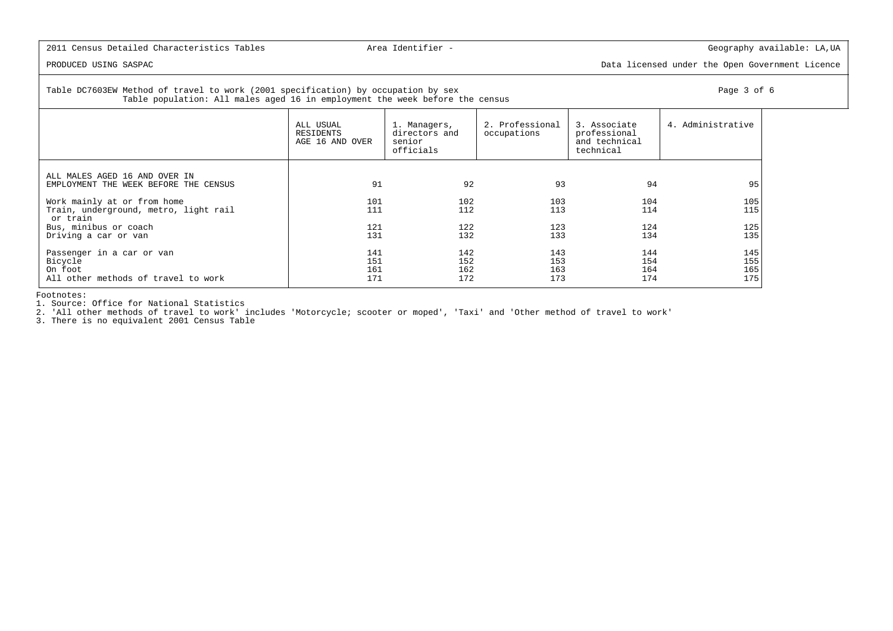2011 Census Detailed Characteristics Tables | Area Identifier - | Geography available: LA,UA

PRODUCED USING SASPAC | Data licensed under the Open Government Licence

Table DC7603EW Method of travel to work (2001 specification) by occupation by sex
Table population: All males aged 16 in employment the week before the census

|  | ALL USUAL RESIDENTS AGE 16 AND OVER | 1. Managers, directors and senior officials | 2. Professional occupations | 3. Associate professional and technical technical | 4. Administrative |
|---|---|---|---|---|---|
| ALL MALES AGED 16 AND OVER IN EMPLOYMENT THE WEEK BEFORE THE CENSUS | 91 | 92 | 93 | 94 | 95 |
| Work mainly at or from home | 101 | 102 | 103 | 104 | 105 |
| Train, underground, metro, light rail or train | 111 | 112 | 113 | 114 | 115 |
| Bus, minibus or coach | 121 | 122 | 123 | 124 | 125 |
| Driving a car or van | 131 | 132 | 133 | 134 | 135 |
| Passenger in a car or van | 141 | 142 | 143 | 144 | 145 |
| Bicycle | 151 | 152 | 153 | 154 | 155 |
| On foot | 161 | 162 | 163 | 164 | 165 |
| All other methods of travel to work | 171 | 172 | 173 | 174 | 175 |

Footnotes:
1. Source: Office for National Statistics
2. 'All other methods of travel to work' includes 'Motorcycle; scooter or moped', 'Taxi' and 'Other method of travel to work'
3. There is no equivalent 2001 Census Table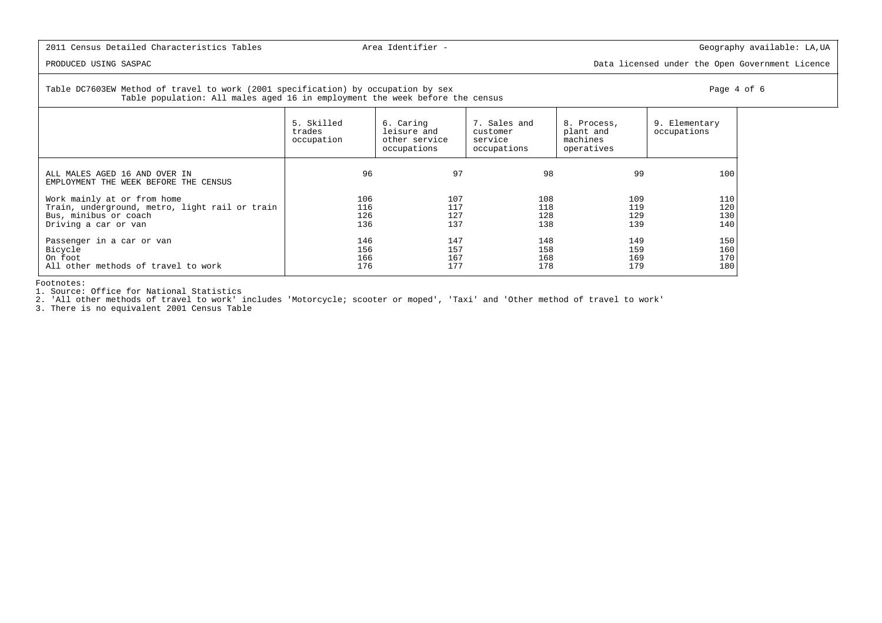2011 Census Detailed Characteristics Tables — Area Identifier - — Geography available: LA,UA

PRODUCED USING SASPAC — Data licensed under the Open Government Licence

Table DC7603EW Method of travel to work (2001 specification) by occupation by sex
Table population: All males aged 16 in employment the week before the census

Page 4 of 6

| | 5. Skilled trades occupation | 6. Caring leisure and other service occupations | 7. Sales and customer service occupations | 8. Process, plant and machines operatives | 9. Elementary occupations |
|---|---|---|---|---|---|
| ALL MALES AGED 16 AND OVER IN EMPLOYMENT THE WEEK BEFORE THE CENSUS | 96 | 97 | 98 | 99 | 100 |
| Work mainly at or from home | 106 | 107 | 108 | 109 | 110 |
| Train, underground, metro, light rail or train | 116 | 117 | 118 | 119 | 120 |
| Bus, minibus or coach | 126 | 127 | 128 | 129 | 130 |
| Driving a car or van | 136 | 137 | 138 | 139 | 140 |
| Passenger in a car or van | 146 | 147 | 148 | 149 | 150 |
| Bicycle | 156 | 157 | 158 | 159 | 160 |
| On foot | 166 | 167 | 168 | 169 | 170 |
| All other methods of travel to work | 176 | 177 | 178 | 179 | 180 |

Footnotes:
1. Source: Office for National Statistics
2. 'All other methods of travel to work' includes 'Motorcycle; scooter or moped', 'Taxi' and 'Other method of travel to work'
3. There is no equivalent 2001 Census Table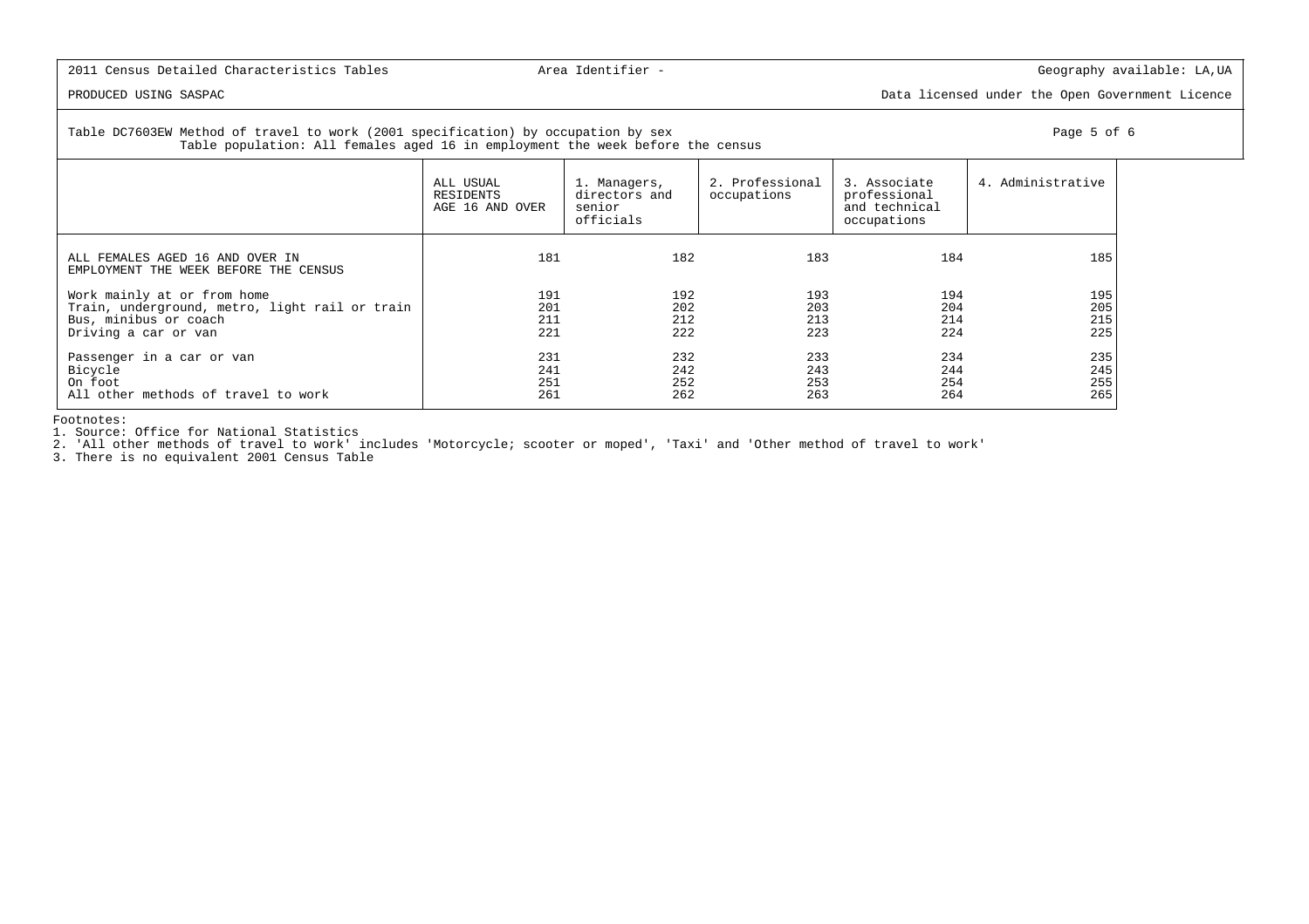2011 Census Detailed Characteristics Tables | Area Identifier - | Geography available: LA,UA

PRODUCED USING SASPAC | Data licensed under the Open Government Licence

Table DC7603EW Method of travel to work (2001 specification) by occupation by sex
Table population: All females aged 16 in employment the week before the census

| | ALL USUAL RESIDENTS AGE 16 AND OVER | 1. Managers, directors and senior officials | 2. Professional occupations | 3. Associate professional and technical occupations | 4. Administrative |
|---|---|---|---|---|---|
| ALL FEMALES AGED 16 AND OVER IN EMPLOYMENT THE WEEK BEFORE THE CENSUS | 181 | 182 | 183 | 184 | 185 |
| Work mainly at or from home | 191 | 192 | 193 | 194 | 195 |
| Train, underground, metro, light rail or train | 201 | 202 | 203 | 204 | 205 |
| Bus, minibus or coach | 211 | 212 | 213 | 214 | 215 |
| Driving a car or van | 221 | 222 | 223 | 224 | 225 |
| Passenger in a car or van | 231 | 232 | 233 | 234 | 235 |
| Bicycle | 241 | 242 | 243 | 244 | 245 |
| On foot | 251 | 252 | 253 | 254 | 255 |
| All other methods of travel to work | 261 | 262 | 263 | 264 | 265 |

Footnotes:
1. Source: Office for National Statistics
2. 'All other methods of travel to work' includes 'Motorcycle; scooter or moped', 'Taxi' and 'Other method of travel to work'
3. There is no equivalent 2001 Census Table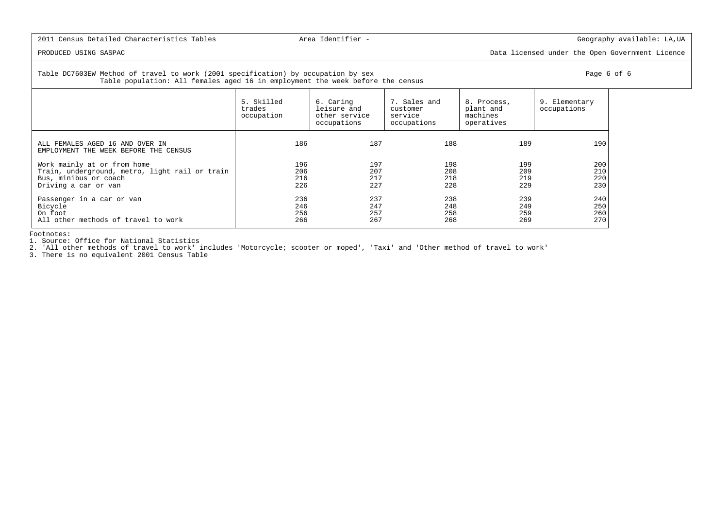2011 Census Detailed Characteristics Tables — Area Identifier - — Geography available: LA,UA

PRODUCED USING SASPAC — Data licensed under the Open Government Licence

Table DC7603EW Method of travel to work (2001 specification) by occupation by sex
Table population: All females aged 16 in employment the week before the census

| | 5. Skilled trades occupation | 6. Caring leisure and other service occupations | 7. Sales and customer service occupations | 8. Process, plant and machines operatives | 9. Elementary occupations |
|---|---|---|---|---|---|
| ALL FEMALES AGED 16 AND OVER IN EMPLOYMENT THE WEEK BEFORE THE CENSUS | 186 | 187 | 188 | 189 | 190 |
| Work mainly at or from home | 196 | 197 | 198 | 199 | 200 |
| Train, underground, metro, light rail or train | 206 | 207 | 208 | 209 | 210 |
| Bus, minibus or coach | 216 | 217 | 218 | 219 | 220 |
| Driving a car or van | 226 | 227 | 228 | 229 | 230 |
| Passenger in a car or van | 236 | 237 | 238 | 239 | 240 |
| Bicycle | 246 | 247 | 248 | 249 | 250 |
| On foot | 256 | 257 | 258 | 259 | 260 |
| All other methods of travel to work | 266 | 267 | 268 | 269 | 270 |

Footnotes:
1. Source: Office for National Statistics
2. 'All other methods of travel to work' includes 'Motorcycle; scooter or moped', 'Taxi' and 'Other method of travel to work'
3. There is no equivalent 2001 Census Table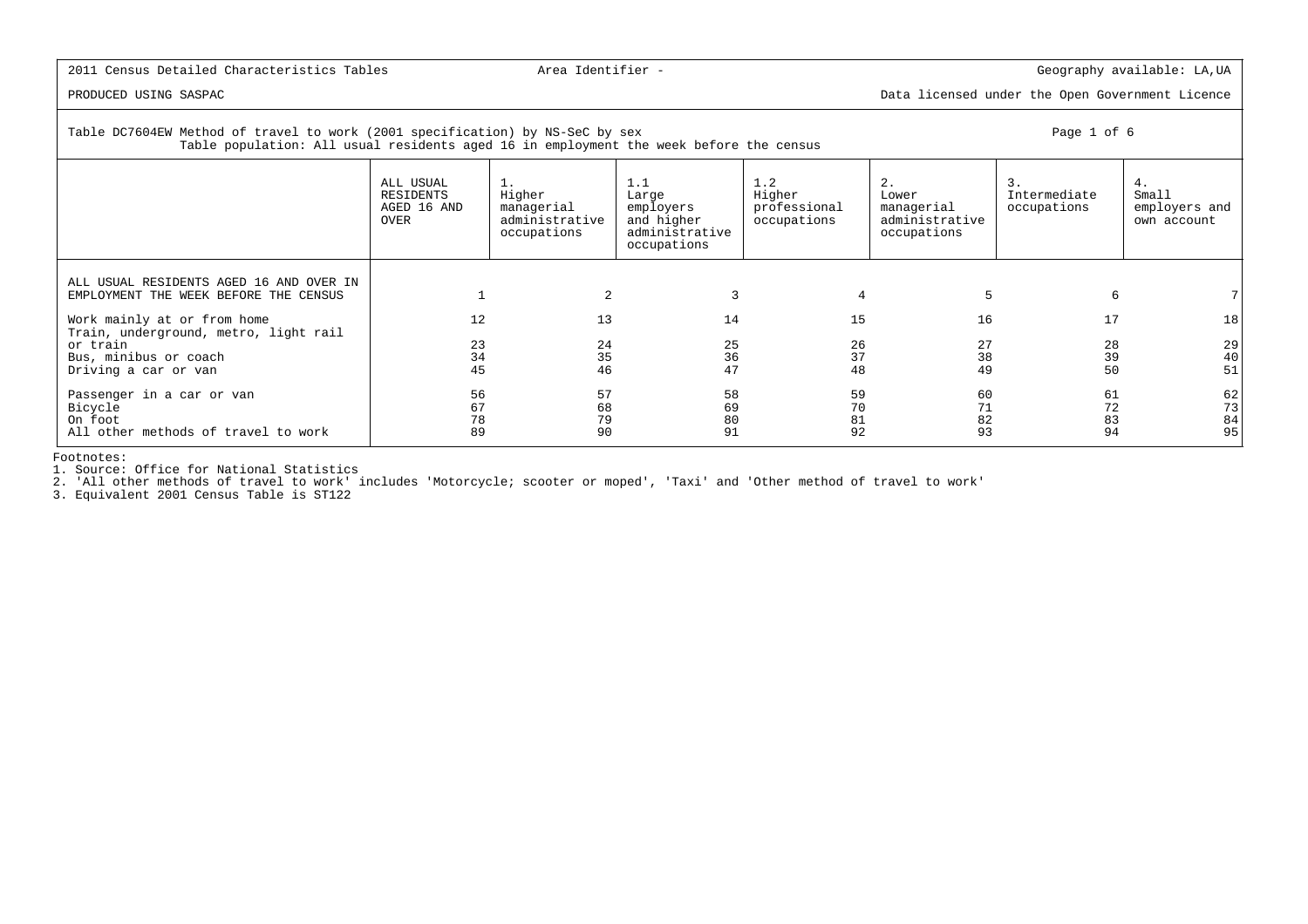2011 Census Detailed Characteristics Tables — Area Identifier - — Geography available: LA,UA

PRODUCED USING SASPAC — Data licensed under the Open Government Licence

Table DC7604EW Method of travel to work (2001 specification) by NS-SeC by sex
Table population: All usual residents aged 16 in employment the week before the census

| | ALL USUAL RESIDENTS AGED 16 AND OVER | 1. Higher managerial administrative occupations | 1.1 Large employers and higher administrative occupations | 1.2 Higher professional occupations | 2. Lower managerial administrative occupations | 3. Intermediate occupations | 4. Small employers and own account |
|---|---|---|---|---|---|---|---|
| ALL USUAL RESIDENTS AGED 16 AND OVER IN EMPLOYMENT THE WEEK BEFORE THE CENSUS | 1 | 2 | 3 | 4 | 5 | 6 | 7 |
| Work mainly at or from home | 12 | 13 | 14 | 15 | 16 | 17 | 18 |
| Train, underground, metro, light rail or train | 23 | 24 | 25 | 26 | 27 | 28 | 29 |
| Bus, minibus or coach | 34 | 35 | 36 | 37 | 38 | 39 | 40 |
| Driving a car or van | 45 | 46 | 47 | 48 | 49 | 50 | 51 |
| Passenger in a car or van | 56 | 57 | 58 | 59 | 60 | 61 | 62 |
| Bicycle | 67 | 68 | 69 | 70 | 71 | 72 | 73 |
| On foot | 78 | 79 | 80 | 81 | 82 | 83 | 84 |
| All other methods of travel to work | 89 | 90 | 91 | 92 | 93 | 94 | 95 |

Footnotes:
1. Source: Office for National Statistics
2. 'All other methods of travel to work' includes 'Motorcycle; scooter or moped', 'Taxi' and 'Other method of travel to work'
3. Equivalent 2001 Census Table is ST122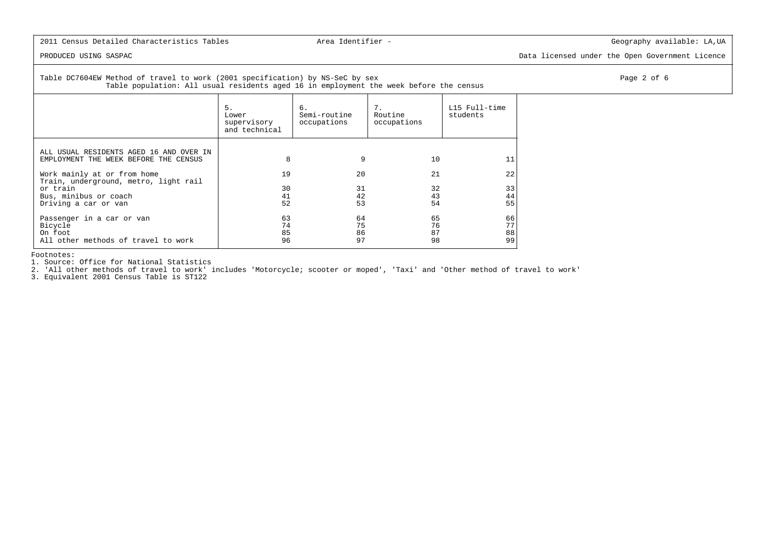2011 Census Detailed Characteristics Tables — Area Identifier - — Geography available: LA,UA

PRODUCED USING SASPAC — Data licensed under the Open Government Licence

Table DC7604EW Method of travel to work (2001 specification) by NS-SeC by sex
Table population: All usual residents aged 16 in employment the week before the census

| | 5. Lower supervisory and technical | 6. Semi-routine occupations | 7. Routine occupations | L15 Full-time students |
|---|---|---|---|---|
| ALL USUAL RESIDENTS AGED 16 AND OVER IN EMPLOYMENT THE WEEK BEFORE THE CENSUS | 8 | 9 | 10 | 11 |
| Work mainly at or from home | 19 | 20 | 21 | 22 |
| Train, underground, metro, light rail or train | 30 | 31 | 32 | 33 |
| Bus, minibus or coach | 41 | 42 | 43 | 44 |
| Driving a car or van | 52 | 53 | 54 | 55 |
| Passenger in a car or van | 63 | 64 | 65 | 66 |
| Bicycle | 74 | 75 | 76 | 77 |
| On foot | 85 | 86 | 87 | 88 |
| All other methods of travel to work | 96 | 97 | 98 | 99 |

Footnotes:
1. Source: Office for National Statistics
2. 'All other methods of travel to work' includes 'Motorcycle; scooter or moped', 'Taxi' and 'Other method of travel to work'
3. Equivalent 2001 Census Table is ST122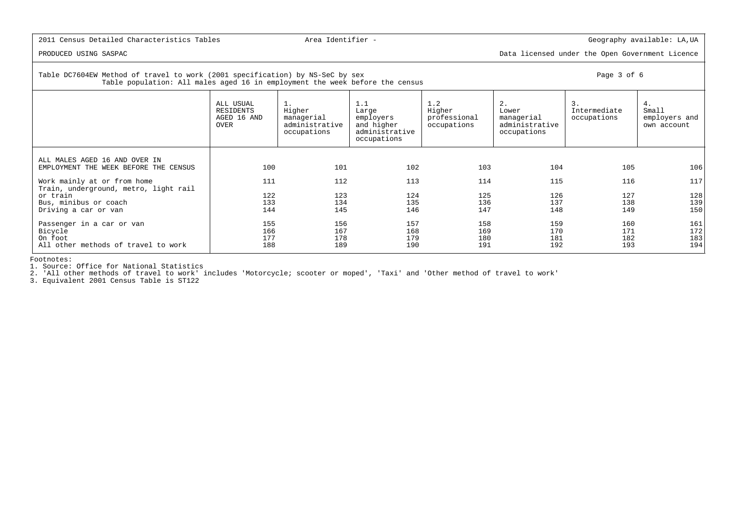2011 Census Detailed Characteristics Tables | Area Identifier - | Geography available: LA,UA

PRODUCED USING SASPAC | Data licensed under the Open Government Licence

Table DC7604EW Method of travel to work (2001 specification) by NS-SeC by sex
Table population: All males aged 16 in employment the week before the census

| | ALL USUAL RESIDENTS AGED 16 AND OVER | 1. Higher managerial administrative occupations | 1.1 Large employers and higher administrative occupations | 1.2 Higher professional occupations | 2. Lower managerial administrative occupations | 3. Intermediate occupations | 4. Small employers and own account |
|---|---|---|---|---|---|---|---|
| ALL MALES AGED 16 AND OVER IN EMPLOYMENT THE WEEK BEFORE THE CENSUS | 100 | 101 | 102 | 103 | 104 | 105 | 106 |
| Work mainly at or from home | 111 | 112 | 113 | 114 | 115 | 116 | 117 |
| Train, underground, metro, light rail or train | 122 | 123 | 124 | 125 | 126 | 127 | 128 |
| Bus, minibus or coach | 133 | 134 | 135 | 136 | 137 | 138 | 139 |
| Driving a car or van | 144 | 145 | 146 | 147 | 148 | 149 | 150 |
| Passenger in a car or van | 155 | 156 | 157 | 158 | 159 | 160 | 161 |
| Bicycle | 166 | 167 | 168 | 169 | 170 | 171 | 172 |
| On foot | 177 | 178 | 179 | 180 | 181 | 182 | 183 |
| All other methods of travel to work | 188 | 189 | 190 | 191 | 192 | 193 | 194 |

Footnotes:
1. Source: Office for National Statistics
2. 'All other methods of travel to work' includes 'Motorcycle; scooter or moped', 'Taxi' and 'Other method of travel to work'
3. Equivalent 2001 Census Table is ST122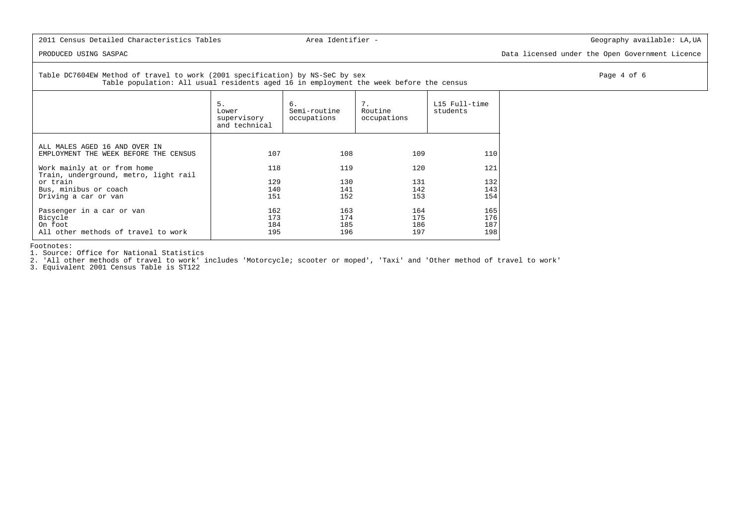2011 Census Detailed Characteristics Tables    Area Identifier -    Geography available: LA,UA

PRODUCED USING SASPAC    Data licensed under the Open Government Licence

Table DC7604EW Method of travel to work (2001 specification) by NS-SeC by sex
Table population: All usual residents aged 16 in employment the week before the census

| | 5. Lower supervisory and technical | 6. Semi-routine occupations | 7. Routine occupations | L15 Full-time students |
|---|---|---|---|---|
| ALL MALES AGED 16 AND OVER IN EMPLOYMENT THE WEEK BEFORE THE CENSUS | 107 | 108 | 109 | 110 |
| Work mainly at or from home | 118 | 119 | 120 | 121 |
| Train, underground, metro, light rail or train | 129 | 130 | 131 | 132 |
| Bus, minibus or coach | 140 | 141 | 142 | 143 |
| Driving a car or van | 151 | 152 | 153 | 154 |
| Passenger in a car or van | 162 | 163 | 164 | 165 |
| Bicycle | 173 | 174 | 175 | 176 |
| On foot | 184 | 185 | 186 | 187 |
| All other methods of travel to work | 195 | 196 | 197 | 198 |

Footnotes:
1. Source: Office for National Statistics
2. 'All other methods of travel to work' includes 'Motorcycle; scooter or moped', 'Taxi' and 'Other method of travel to work'
3. Equivalent 2001 Census Table is ST122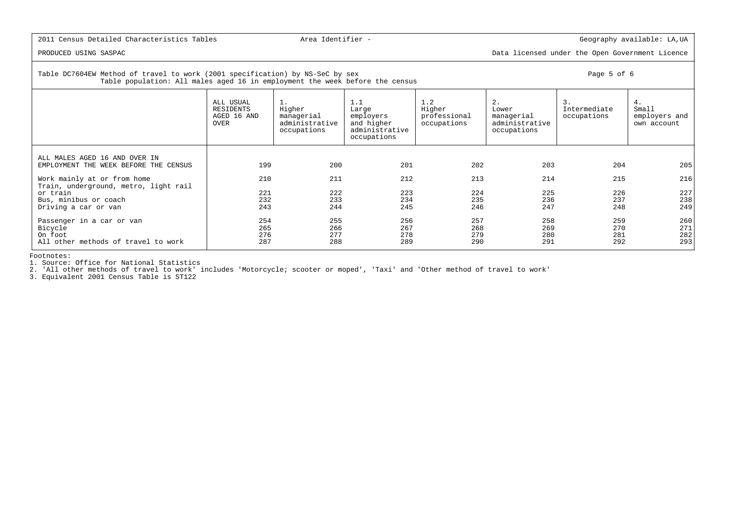2011 Census Detailed Characteristics Tables — Area Identifier - — Geography available: LA,UA

PRODUCED USING SASPAC — Data licensed under the Open Government Licence

Table DC7604EW Method of travel to work (2001 specification) by NS-SeC by sex
Table population: All males aged 16 in employment the week before the census

| | ALL USUAL RESIDENTS AGED 16 AND OVER | 1. Higher managerial administrative occupations | 1.1 Large employers and higher administrative occupations | 1.2 Higher professional occupations | 2. Lower managerial administrative occupations | 3. Intermediate occupations | 4. Small employers and own account |
|---|---|---|---|---|---|---|---|
| ALL MALES AGED 16 AND OVER IN EMPLOYMENT THE WEEK BEFORE THE CENSUS | 199 | 200 | 201 | 202 | 203 | 204 | 205 |
| Work mainly at or from home | 210 | 211 | 212 | 213 | 214 | 215 | 216 |
| Train, underground, metro, light rail or train | 221 | 222 | 223 | 224 | 225 | 226 | 227 |
| Bus, minibus or coach | 232 | 233 | 234 | 235 | 236 | 237 | 238 |
| Driving a car or van | 243 | 244 | 245 | 246 | 247 | 248 | 249 |
| Passenger in a car or van | 254 | 255 | 256 | 257 | 258 | 259 | 260 |
| Bicycle | 265 | 266 | 267 | 268 | 269 | 270 | 271 |
| On foot | 276 | 277 | 278 | 279 | 280 | 281 | 282 |
| All other methods of travel to work | 287 | 288 | 289 | 290 | 291 | 292 | 293 |

Footnotes:
1. Source: Office for National Statistics
2. 'All other methods of travel to work' includes 'Motorcycle; scooter or moped', 'Taxi' and 'Other method of travel to work'
3. Equivalent 2001 Census Table is ST122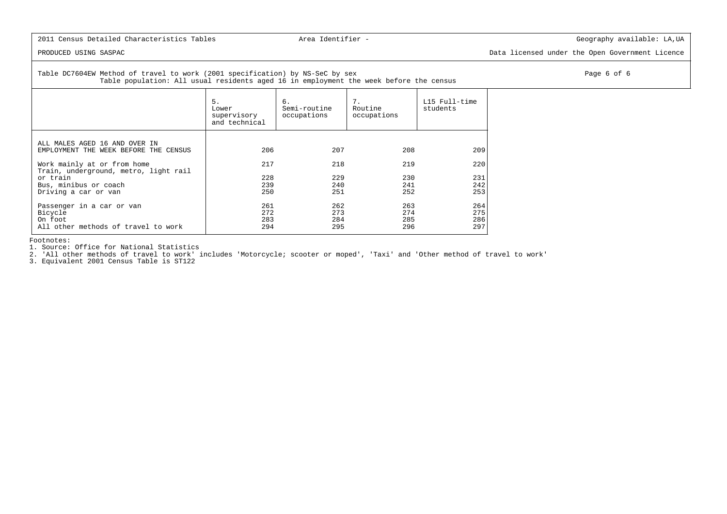2011 Census Detailed Characteristics Tables | Area Identifier - | Geography available: LA,UA

PRODUCED USING SASPAC | Data licensed under the Open Government Licence

Table DC7604EW Method of travel to work (2001 specification) by NS-SeC by sex
Table population: All usual residents aged 16 in employment the week before the census

| | 5. Lower supervisory and technical | 6. Semi-routine occupations | 7. Routine occupations | L15 Full-time students |
|---|---|---|---|---|
| ALL MALES AGED 16 AND OVER IN EMPLOYMENT THE WEEK BEFORE THE CENSUS | 206 | 207 | 208 | 209 |
| Work mainly at or from home | 217 | 218 | 219 | 220 |
| Train, underground, metro, light rail or train | 228 | 229 | 230 | 231 |
| Bus, minibus or coach | 239 | 240 | 241 | 242 |
| Driving a car or van | 250 | 251 | 252 | 253 |
| Passenger in a car or van | 261 | 262 | 263 | 264 |
| Bicycle | 272 | 273 | 274 | 275 |
| On foot | 283 | 284 | 285 | 286 |
| All other methods of travel to work | 294 | 295 | 296 | 297 |

Footnotes:
1. Source: Office for National Statistics
2. 'All other methods of travel to work' includes 'Motorcycle; scooter or moped', 'Taxi' and 'Other method of travel to work'
3. Equivalent 2001 Census Table is ST122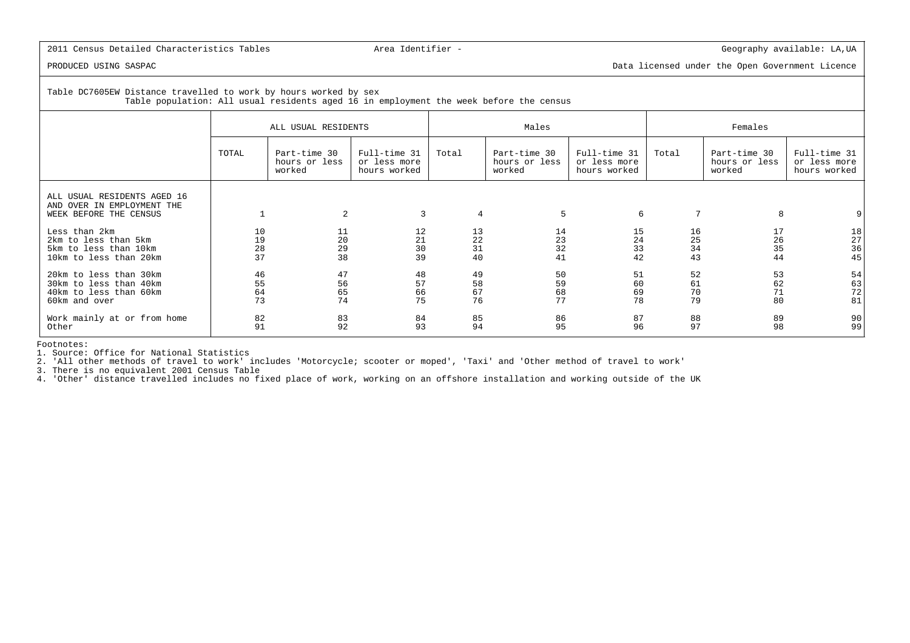2011 Census Detailed Characteristics Tables | Area Identifier - | Geography available: LA,UA

PRODUCED USING SASPAC | Data licensed under the Open Government Licence

Table DC7605EW Distance travelled to work by hours worked by sex
Table population: All usual residents aged 16 in employment the week before the census

| | ALL USUAL RESIDENTS | | | Males | | | Females | | |
|---|---|---|---|---|---|---|---|---|---|
| | TOTAL | Part-time 30 hours or less worked | Full-time 31 or less more hours worked | Total | Part-time 30 hours or less worked | Full-time 31 or less more hours worked | Total | Part-time 30 hours or less worked | Full-time 31 or less more hours worked |
| ALL USUAL RESIDENTS AGED 16 AND OVER IN EMPLOYMENT THE WEEK BEFORE THE CENSUS | 1 | 2 | 3 | 4 | 5 | 6 | 7 | 8 | 9 |
| Less than 2km | 10 | 11 | 12 | 13 | 14 | 15 | 16 | 17 | 18 |
| 2km to less than 5km | 19 | 20 | 21 | 22 | 23 | 24 | 25 | 26 | 27 |
| 5km to less than 10km | 28 | 29 | 30 | 31 | 32 | 33 | 34 | 35 | 36 |
| 10km to less than 20km | 37 | 38 | 39 | 40 | 41 | 42 | 43 | 44 | 45 |
| 20km to less than 30km | 46 | 47 | 48 | 49 | 50 | 51 | 52 | 53 | 54 |
| 30km to less than 40km | 55 | 56 | 57 | 58 | 59 | 60 | 61 | 62 | 63 |
| 40km to less than 60km | 64 | 65 | 66 | 67 | 68 | 69 | 70 | 71 | 72 |
| 60km and over | 73 | 74 | 75 | 76 | 77 | 78 | 79 | 80 | 81 |
| Work mainly at or from home | 82 | 83 | 84 | 85 | 86 | 87 | 88 | 89 | 90 |
| Other | 91 | 92 | 93 | 94 | 95 | 96 | 97 | 98 | 99 |

Footnotes:
1. Source: Office for National Statistics
2. 'All other methods of travel to work' includes 'Motorcycle; scooter or moped', 'Taxi' and 'Other method of travel to work'
3. There is no equivalent 2001 Census Table
4. 'Other' distance travelled includes no fixed place of work, working on an offshore installation and working outside of the UK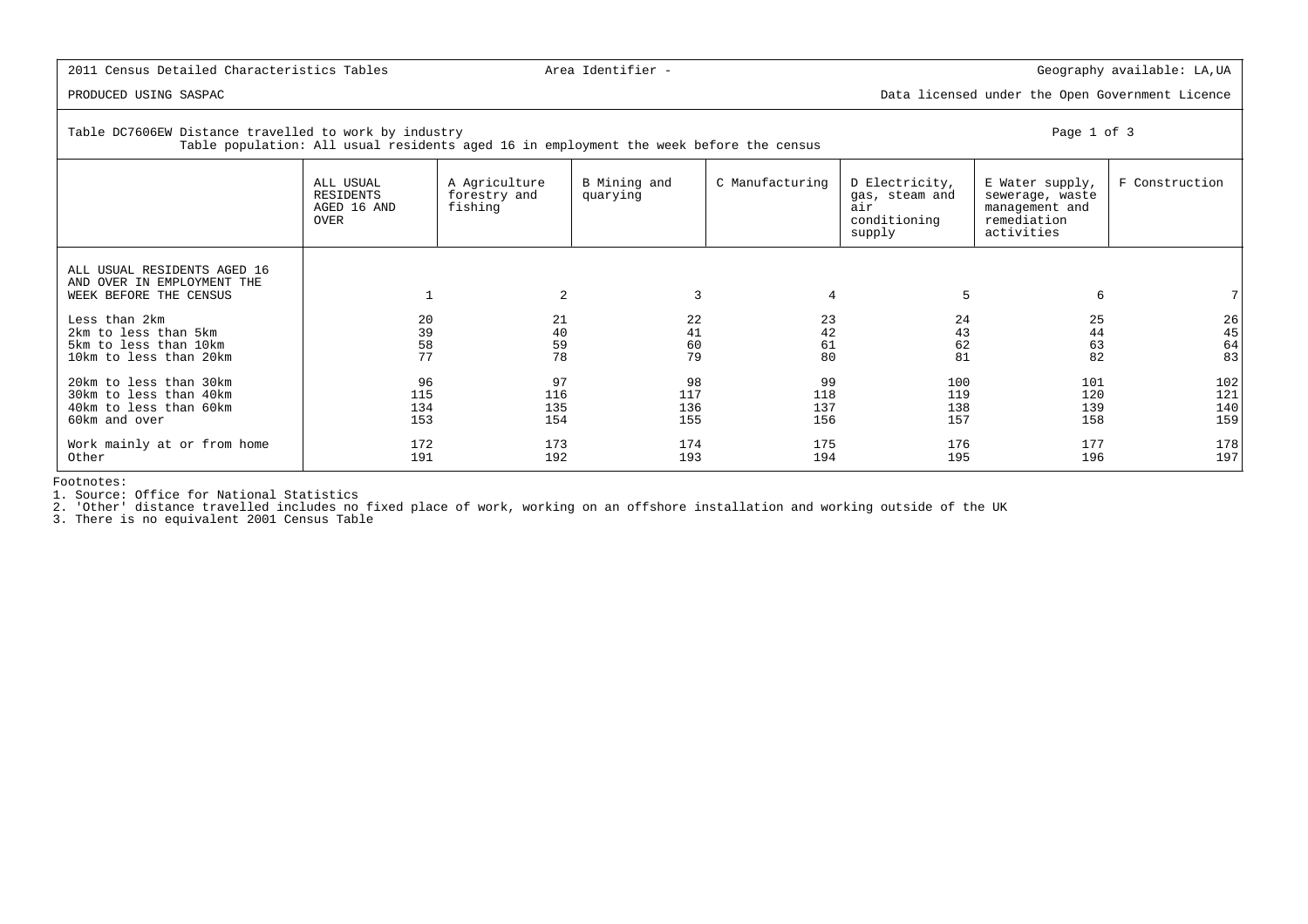2011 Census Detailed Characteristics Tables — Area Identifier - — Geography available: LA,UA

PRODUCED USING SASPAC — Data licensed under the Open Government Licence

Table DC7606EW Distance travelled to work by industry
Table population: All usual residents aged 16 in employment the week before the census

| | ALL USUAL RESIDENTS AGED 16 AND OVER | A Agriculture forestry and fishing | B Mining and quarying | C Manufacturing | D Electricity, gas, steam and air conditioning supply | E Water supply, sewerage, waste management and remediation activities | F Construction |
|---|---|---|---|---|---|---|---|
| ALL USUAL RESIDENTS AGED 16 AND OVER IN EMPLOYMENT THE WEEK BEFORE THE CENSUS | 1 | 2 | 3 | 4 | 5 | 6 | 7 |
| Less than 2km | 20 | 21 | 22 | 23 | 24 | 25 | 26 |
| 2km to less than 5km | 39 | 40 | 41 | 42 | 43 | 44 | 45 |
| 5km to less than 10km | 58 | 59 | 60 | 61 | 62 | 63 | 64 |
| 10km to less than 20km | 77 | 78 | 79 | 80 | 81 | 82 | 83 |
| 20km to less than 30km | 96 | 97 | 98 | 99 | 100 | 101 | 102 |
| 30km to less than 40km | 115 | 116 | 117 | 118 | 119 | 120 | 121 |
| 40km to less than 60km | 134 | 135 | 136 | 137 | 138 | 139 | 140 |
| 60km and over | 153 | 154 | 155 | 156 | 157 | 158 | 159 |
| Work mainly at or from home | 172 | 173 | 174 | 175 | 176 | 177 | 178 |
| Other | 191 | 192 | 193 | 194 | 195 | 196 | 197 |

Footnotes:
1. Source: Office for National Statistics
2. 'Other' distance travelled includes no fixed place of work, working on an offshore installation and working outside of the UK
3. There is no equivalent 2001 Census Table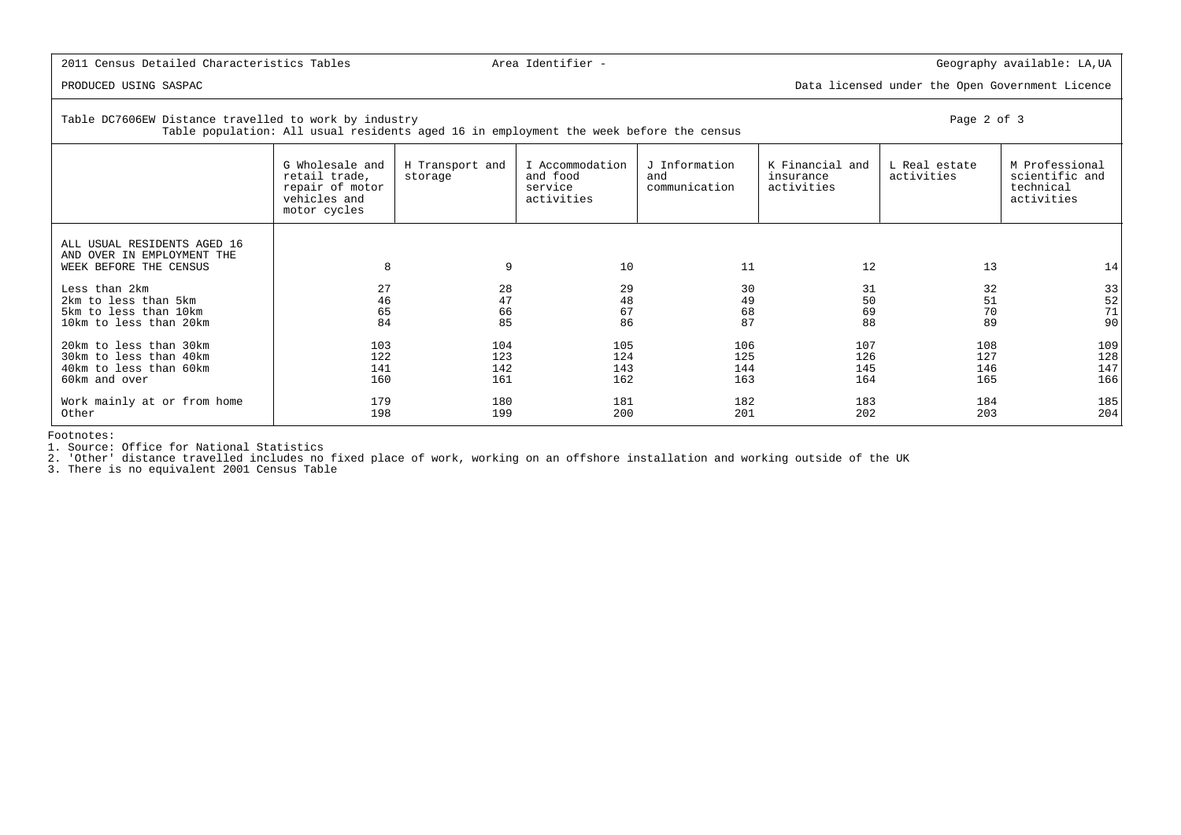2011 Census Detailed Characteristics Tables | Area Identifier - | Geography available: LA,UA

PRODUCED USING SASPAC | Data licensed under the Open Government Licence

Table DC7606EW Distance travelled to work by industry

Table population: All usual residents aged 16 in employment the week before the census

Page 2 of 3

| | G Wholesale and retail trade, repair of motor vehicles and motor cycles | H Transport and storage | I Accommodation and food service activities | J Information and communication | K Financial and insurance activities | L Real estate activities | M Professional scientific and technical activities |
|---|---|---|---|---|---|---|---|
| ALL USUAL RESIDENTS AGED 16 AND OVER IN EMPLOYMENT THE WEEK BEFORE THE CENSUS | 8 | 9 | 10 | 11 | 12 | 13 | 14 |
| Less than 2km | 27 | 28 | 29 | 30 | 31 | 32 | 33 |
| 2km to less than 5km | 46 | 47 | 48 | 49 | 50 | 51 | 52 |
| 5km to less than 10km | 65 | 66 | 67 | 68 | 69 | 70 | 71 |
| 10km to less than 20km | 84 | 85 | 86 | 87 | 88 | 89 | 90 |
| 20km to less than 30km | 103 | 104 | 105 | 106 | 107 | 108 | 109 |
| 30km to less than 40km | 122 | 123 | 124 | 125 | 126 | 127 | 128 |
| 40km to less than 60km | 141 | 142 | 143 | 144 | 145 | 146 | 147 |
| 60km and over | 160 | 161 | 162 | 163 | 164 | 165 | 166 |
| Work mainly at or from home | 179 | 180 | 181 | 182 | 183 | 184 | 185 |
| Other | 198 | 199 | 200 | 201 | 202 | 203 | 204 |

Footnotes:

1. Source: Office for National Statistics
2. 'Other' distance travelled includes no fixed place of work, working on an offshore installation and working outside of the UK
3. There is no equivalent 2001 Census Table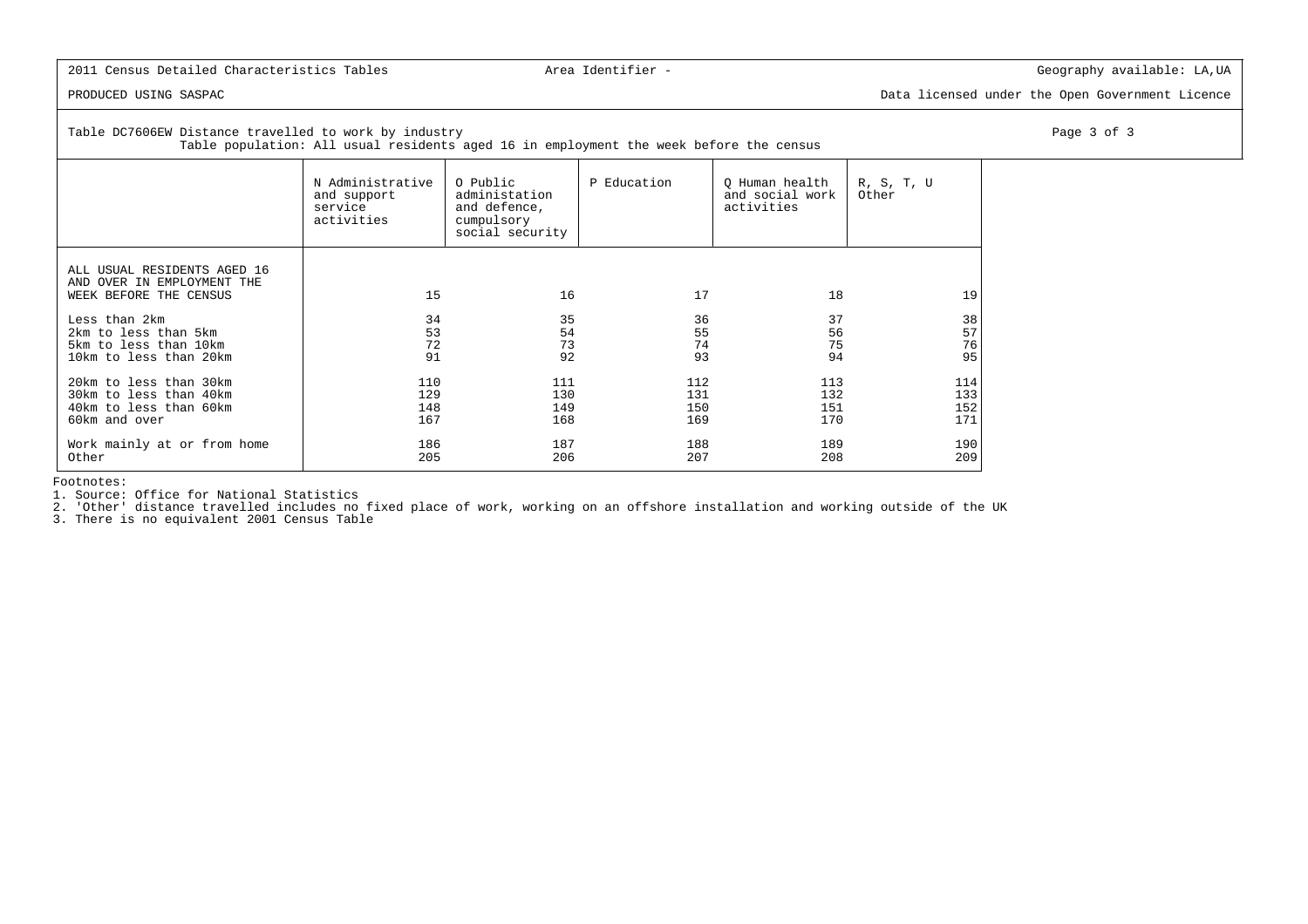2011 Census Detailed Characteristics Tables | Area Identifier - | Geography available: LA,UA

PRODUCED USING SASPAC | Data licensed under the Open Government Licence

Table DC7606EW Distance travelled to work by industry

Table population: All usual residents aged 16 in employment the week before the census

| | N Administrative and support service activities | O Public administation and defence, cumpulsory social security | P Education | Q Human health and social work activities | R, S, T, U Other |
|---|---|---|---|---|---|
| ALL USUAL RESIDENTS AGED 16 AND OVER IN EMPLOYMENT THE WEEK BEFORE THE CENSUS | 15 | 16 | 17 | 18 | 19 |
| Less than 2km | 34 | 35 | 36 | 37 | 38 |
| 2km to less than 5km | 53 | 54 | 55 | 56 | 57 |
| 5km to less than 10km | 72 | 73 | 74 | 75 | 76 |
| 10km to less than 20km | 91 | 92 | 93 | 94 | 95 |
| 20km to less than 30km | 110 | 111 | 112 | 113 | 114 |
| 30km to less than 40km | 129 | 130 | 131 | 132 | 133 |
| 40km to less than 60km | 148 | 149 | 150 | 151 | 152 |
| 60km and over | 167 | 168 | 169 | 170 | 171 |
| Work mainly at or from home | 186 | 187 | 188 | 189 | 190 |
| Other | 205 | 206 | 207 | 208 | 209 |

Footnotes:

1. Source: Office for National Statistics
2. 'Other' distance travelled includes no fixed place of work, working on an offshore installation and working outside of the UK
3. There is no equivalent 2001 Census Table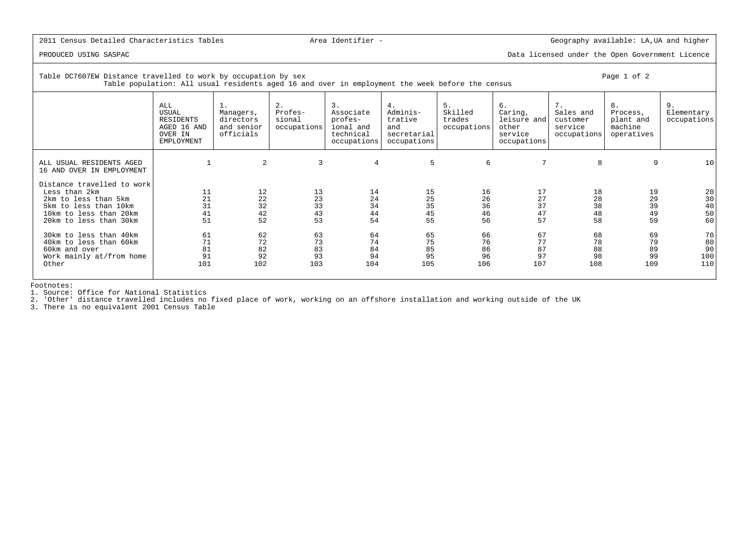2011 Census Detailed Characteristics Tables — Area Identifier - — Geography available: LA,UA and higher

PRODUCED USING SASPAC — Data licensed under the Open Government Licence

Table DC7607EW Distance travelled to work by occupation by sex

Table population: All usual residents aged 16 and over in employment the week before the census

| | ALL USUAL RESIDENTS AGED 16 AND OVER IN EMPLOYMENT | 1. Managers, directors and senior officials | 2. Profes-sional occupations | 3. Associate profes-ional and technical occupations | 4. Adminis-trative and secretarial occupations | 5. Skilled trades occupations | 6. Caring, leisure and other service occupations | 7. Sales and customer service occupations | 8. Process, plant and machine operatives | 9. Elementary occupations |
|---|---|---|---|---|---|---|---|---|---|---|
| ALL USUAL RESIDENTS AGED 16 AND OVER IN EMPLOYMENT | 1 | 2 | 3 | 4 | 5 | 6 | 7 | 8 | 9 | 10 |
| Distance travelled to work | | | | | | | | | | |
| Less than 2km | 11 | 12 | 13 | 14 | 15 | 16 | 17 | 18 | 19 | 20 |
| 2km to less than 5km | 21 | 22 | 23 | 24 | 25 | 26 | 27 | 28 | 29 | 30 |
| 5km to less than 10km | 31 | 32 | 33 | 34 | 35 | 36 | 37 | 38 | 39 | 40 |
| 10km to less than 20km | 41 | 42 | 43 | 44 | 45 | 46 | 47 | 48 | 49 | 50 |
| 20km to less than 30km | 51 | 52 | 53 | 54 | 55 | 56 | 57 | 58 | 59 | 60 |
| 30km to less than 40km | 61 | 62 | 63 | 64 | 65 | 66 | 67 | 68 | 69 | 70 |
| 40km to less than 60km | 71 | 72 | 73 | 74 | 75 | 76 | 77 | 78 | 79 | 80 |
| 60km and over | 81 | 82 | 83 | 84 | 85 | 86 | 87 | 88 | 89 | 90 |
| Work mainly at/from home | 91 | 92 | 93 | 94 | 95 | 96 | 97 | 98 | 99 | 100 |
| Other | 101 | 102 | 103 | 104 | 105 | 106 | 107 | 108 | 109 | 110 |

Footnotes:
1. Source: Office for National Statistics
2. 'Other' distance travelled includes no fixed place of work, working on an offshore installation and working outside of the UK
3. There is no equivalent 2001 Census Table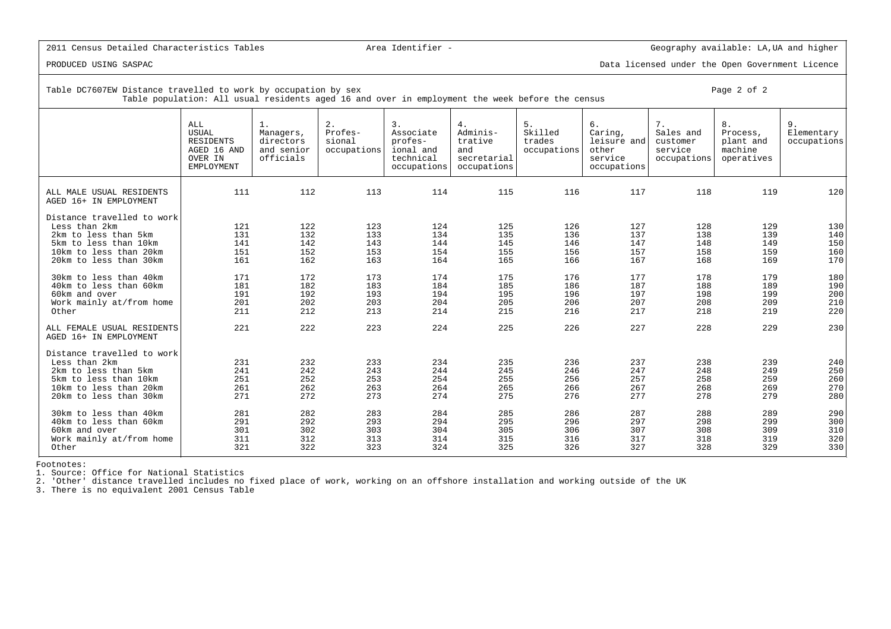2011 Census Detailed Characteristics Tables | Area Identifier - | Geography available: LA,UA and higher

PRODUCED USING SASPAC | Data licensed under the Open Government Licence

Table DC7607EW Distance travelled to work by occupation by sex

Table population: All usual residents aged 16 and over in employment the week before the census

| | ALL USUAL RESIDENTS AGED 16 AND OVER IN EMPLOYMENT | 1. Managers, directors and senior officials | 2. Profes- sional occupations | 3. Associate profes- ional and technical occupations | 4. Adminis- trative and secretarial occupations | 5. Skilled trades occupations | 6. Caring, leisure and other service occupations | 7. Sales and customer service occupations | 8. Process, plant and machine operatives | 9. Elementary occupations |
|---|---|---|---|---|---|---|---|---|---|---|
| ALL MALE USUAL RESIDENTS AGED 16+ IN EMPLOYMENT | 111 | 112 | 113 | 114 | 115 | 116 | 117 | 118 | 119 | 120 |
| Distance travelled to work | | | | | | | | | | |
| Less than 2km | 121 | 122 | 123 | 124 | 125 | 126 | 127 | 128 | 129 | 130 |
| 2km to less than 5km | 131 | 132 | 133 | 134 | 135 | 136 | 137 | 138 | 139 | 140 |
| 5km to less than 10km | 141 | 142 | 143 | 144 | 145 | 146 | 147 | 148 | 149 | 150 |
| 10km to less than 20km | 151 | 152 | 153 | 154 | 155 | 156 | 157 | 158 | 159 | 160 |
| 20km to less than 30km | 161 | 162 | 163 | 164 | 165 | 166 | 167 | 168 | 169 | 170 |
| 30km to less than 40km | 171 | 172 | 173 | 174 | 175 | 176 | 177 | 178 | 179 | 180 |
| 40km to less than 60km | 181 | 182 | 183 | 184 | 185 | 186 | 187 | 188 | 189 | 190 |
| 60km and over | 191 | 192 | 193 | 194 | 195 | 196 | 197 | 198 | 199 | 200 |
| Work mainly at/from home | 201 | 202 | 203 | 204 | 205 | 206 | 207 | 208 | 209 | 210 |
| Other | 211 | 212 | 213 | 214 | 215 | 216 | 217 | 218 | 219 | 220 |
| ALL FEMALE USUAL RESIDENTS AGED 16+ IN EMPLOYMENT | 221 | 222 | 223 | 224 | 225 | 226 | 227 | 228 | 229 | 230 |
| Distance travelled to work | | | | | | | | | | |
| Less than 2km | 231 | 232 | 233 | 234 | 235 | 236 | 237 | 238 | 239 | 240 |
| 2km to less than 5km | 241 | 242 | 243 | 244 | 245 | 246 | 247 | 248 | 249 | 250 |
| 5km to less than 10km | 251 | 252 | 253 | 254 | 255 | 256 | 257 | 258 | 259 | 260 |
| 10km to less than 20km | 261 | 262 | 263 | 264 | 265 | 266 | 267 | 268 | 269 | 270 |
| 20km to less than 30km | 271 | 272 | 273 | 274 | 275 | 276 | 277 | 278 | 279 | 280 |
| 30km to less than 40km | 281 | 282 | 283 | 284 | 285 | 286 | 287 | 288 | 289 | 290 |
| 40km to less than 60km | 291 | 292 | 293 | 294 | 295 | 296 | 297 | 298 | 299 | 300 |
| 60km and over | 301 | 302 | 303 | 304 | 305 | 306 | 307 | 308 | 309 | 310 |
| Work mainly at/from home | 311 | 312 | 313 | 314 | 315 | 316 | 317 | 318 | 319 | 320 |
| Other | 321 | 322 | 323 | 324 | 325 | 326 | 327 | 328 | 329 | 330 |

Footnotes:
1. Source: Office for National Statistics
2. 'Other' distance travelled includes no fixed place of work, working on an offshore installation and working outside of the UK
3. There is no equivalent 2001 Census Table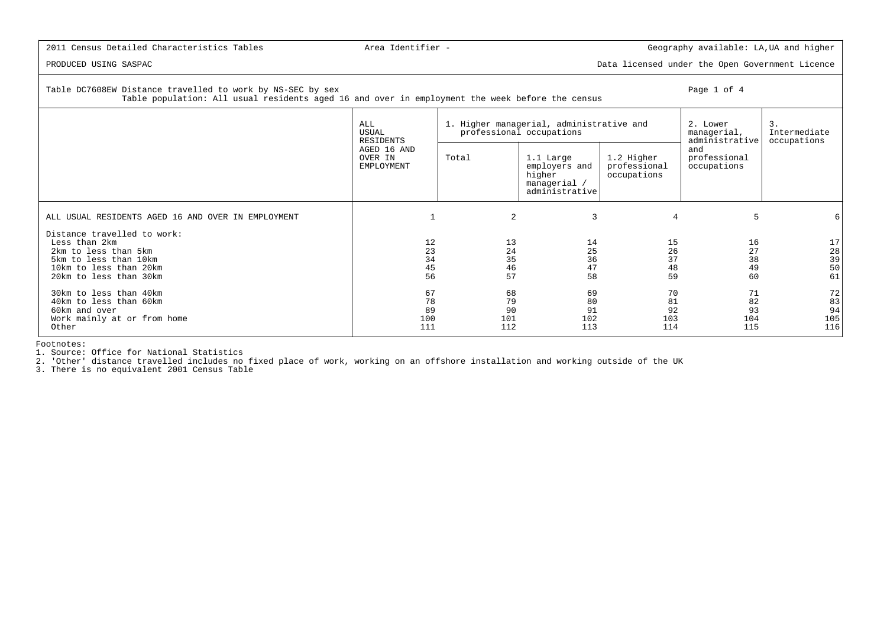2011 Census Detailed Characteristics Tables | Area Identifier - | Geography available: LA,UA and higher

PRODUCED USING SASPAC | Data licensed under the Open Government Licence

Table DC7608EW Distance travelled to work by NS-SEC by sex
Table population: All usual residents aged 16 and over in employment the week before the census

| | ALL USUAL RESIDENTS AGED 16 AND OVER IN EMPLOYMENT | 1. Higher managerial, administrative and professional occupations | | | 2. Lower managerial, administrative and professional occupations | 3. Intermediate occupations |
|---|---|---|---|---|---|---|
| | | Total | 1.1 Large employers and higher managerial / administrative | 1.2 Higher professional occupations | | |
| ALL USUAL RESIDENTS AGED 16 AND OVER IN EMPLOYMENT | 1 | 2 | 3 | 4 | 5 | 6 |
| Distance travelled to work: | | | | | | |
| Less than 2km | 12 | 13 | 14 | 15 | 16 | 17 |
| 2km to less than 5km | 23 | 24 | 25 | 26 | 27 | 28 |
| 5km to less than 10km | 34 | 35 | 36 | 37 | 38 | 39 |
| 10km to less than 20km | 45 | 46 | 47 | 48 | 49 | 50 |
| 20km to less than 30km | 56 | 57 | 58 | 59 | 60 | 61 |
| 30km to less than 40km | 67 | 68 | 69 | 70 | 71 | 72 |
| 40km to less than 60km | 78 | 79 | 80 | 81 | 82 | 83 |
| 60km and over | 89 | 90 | 91 | 92 | 93 | 94 |
| Work mainly at or from home | 100 | 101 | 102 | 103 | 104 | 105 |
| Other | 111 | 112 | 113 | 114 | 115 | 116 |

Footnotes:
1. Source: Office for National Statistics
2. 'Other' distance travelled includes no fixed place of work, working on an offshore installation and working outside of the UK
3. There is no equivalent 2001 Census Table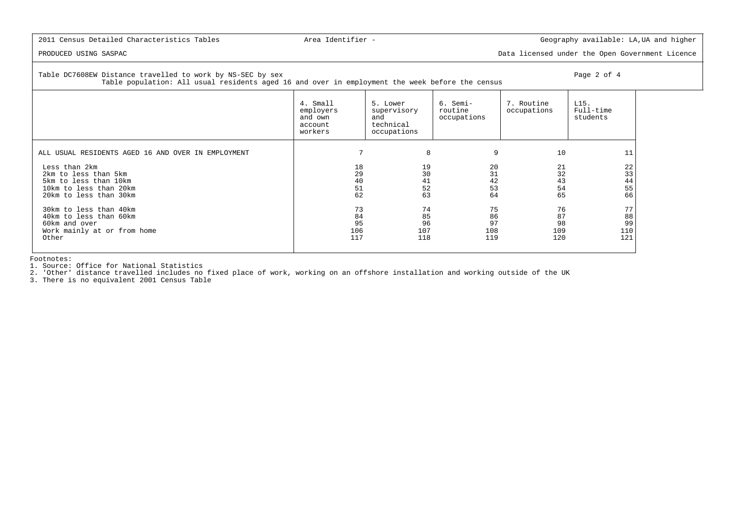2011 Census Detailed Characteristics Tables | Area Identifier - | Geography available: LA,UA and higher

PRODUCED USING SASPAC | Data licensed under the Open Government Licence

Table DC7608EW Distance travelled to work by NS-SEC by sex
Table population: All usual residents aged 16 and over in employment the week before the census

| | 4. Small employers and own account workers | 5. Lower supervisory and technical occupations | 6. Semi-routine occupations | 7. Routine occupations | L15. Full-time students |
|---|---|---|---|---|---|
| ALL USUAL RESIDENTS AGED 16 AND OVER IN EMPLOYMENT | 7 | 8 | 9 | 10 | 11 |
| Less than 2km | 18 | 19 | 20 | 21 | 22 |
| 2km to less than 5km | 29 | 30 | 31 | 32 | 33 |
| 5km to less than 10km | 40 | 41 | 42 | 43 | 44 |
| 10km to less than 20km | 51 | 52 | 53 | 54 | 55 |
| 20km to less than 30km | 62 | 63 | 64 | 65 | 66 |
| 30km to less than 40km | 73 | 74 | 75 | 76 | 77 |
| 40km to less than 60km | 84 | 85 | 86 | 87 | 88 |
| 60km and over | 95 | 96 | 97 | 98 | 99 |
| Work mainly at or from home | 106 | 107 | 108 | 109 | 110 |
| Other | 117 | 118 | 119 | 120 | 121 |

Footnotes:
1. Source: Office for National Statistics
2. 'Other' distance travelled includes no fixed place of work, working on an offshore installation and working outside of the UK
3. There is no equivalent 2001 Census Table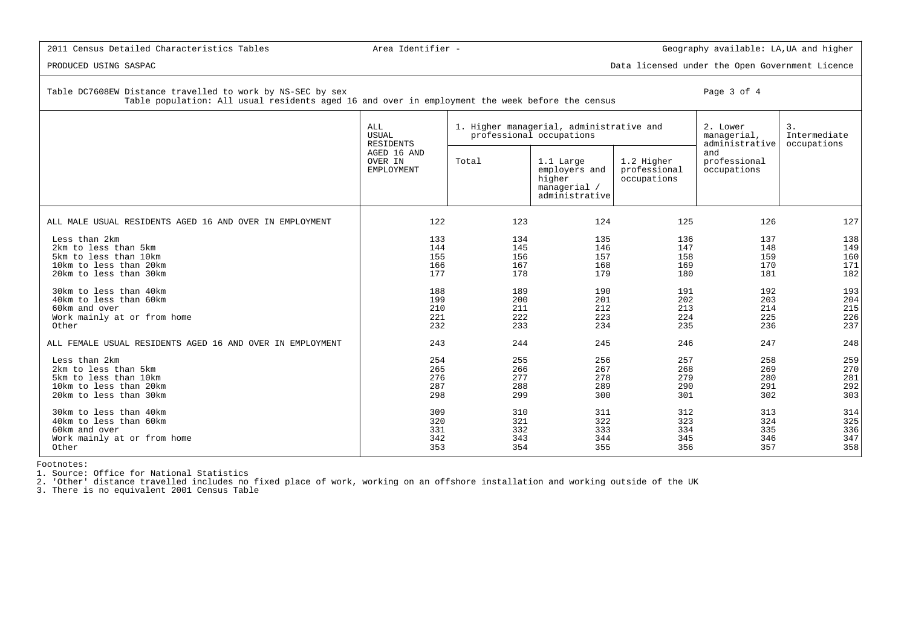2011 Census Detailed Characteristics Tables | Area Identifier - | Geography available: LA,UA and higher

PRODUCED USING SASPAC | Data licensed under the Open Government Licence

Table DC7608EW Distance travelled to work by NS-SEC by sex

Table population: All usual residents aged 16 and over in employment the week before the census

| | ALL USUAL RESIDENTS AGED 16 AND OVER IN EMPLOYMENT | 1. Higher managerial, administrative and professional occupations | | | 2. Lower managerial, administrative and professional occupations | 3. Intermediate occupations |
|---|---|---|---|---|---|---|
| | | Total | 1.1 Large employers and higher managerial / administrative | 1.2 Higher professional occupations | | |
| ALL MALE USUAL RESIDENTS AGED 16 AND OVER IN EMPLOYMENT | 122 | 123 | 124 | 125 | 126 | 127 |
| Less than 2km | 133 | 134 | 135 | 136 | 137 | 138 |
| 2km to less than 5km | 144 | 145 | 146 | 147 | 148 | 149 |
| 5km to less than 10km | 155 | 156 | 157 | 158 | 159 | 160 |
| 10km to less than 20km | 166 | 167 | 168 | 169 | 170 | 171 |
| 20km to less than 30km | 177 | 178 | 179 | 180 | 181 | 182 |
| 30km to less than 40km | 188 | 189 | 190 | 191 | 192 | 193 |
| 40km to less than 60km | 199 | 200 | 201 | 202 | 203 | 204 |
| 60km and over | 210 | 211 | 212 | 213 | 214 | 215 |
| Work mainly at or from home | 221 | 222 | 223 | 224 | 225 | 226 |
| Other | 232 | 233 | 234 | 235 | 236 | 237 |
| ALL FEMALE USUAL RESIDENTS AGED 16 AND OVER IN EMPLOYMENT | 243 | 244 | 245 | 246 | 247 | 248 |
| Less than 2km | 254 | 255 | 256 | 257 | 258 | 259 |
| 2km to less than 5km | 265 | 266 | 267 | 268 | 269 | 270 |
| 5km to less than 10km | 276 | 277 | 278 | 279 | 280 | 281 |
| 10km to less than 20km | 287 | 288 | 289 | 290 | 291 | 292 |
| 20km to less than 30km | 298 | 299 | 300 | 301 | 302 | 303 |
| 30km to less than 40km | 309 | 310 | 311 | 312 | 313 | 314 |
| 40km to less than 60km | 320 | 321 | 322 | 323 | 324 | 325 |
| 60km and over | 331 | 332 | 333 | 334 | 335 | 336 |
| Work mainly at or from home | 342 | 343 | 344 | 345 | 346 | 347 |
| Other | 353 | 354 | 355 | 356 | 357 | 358 |

Footnotes:

1. Source: Office for National Statistics
2. 'Other' distance travelled includes no fixed place of work, working on an offshore installation and working outside of the UK
3. There is no equivalent 2001 Census Table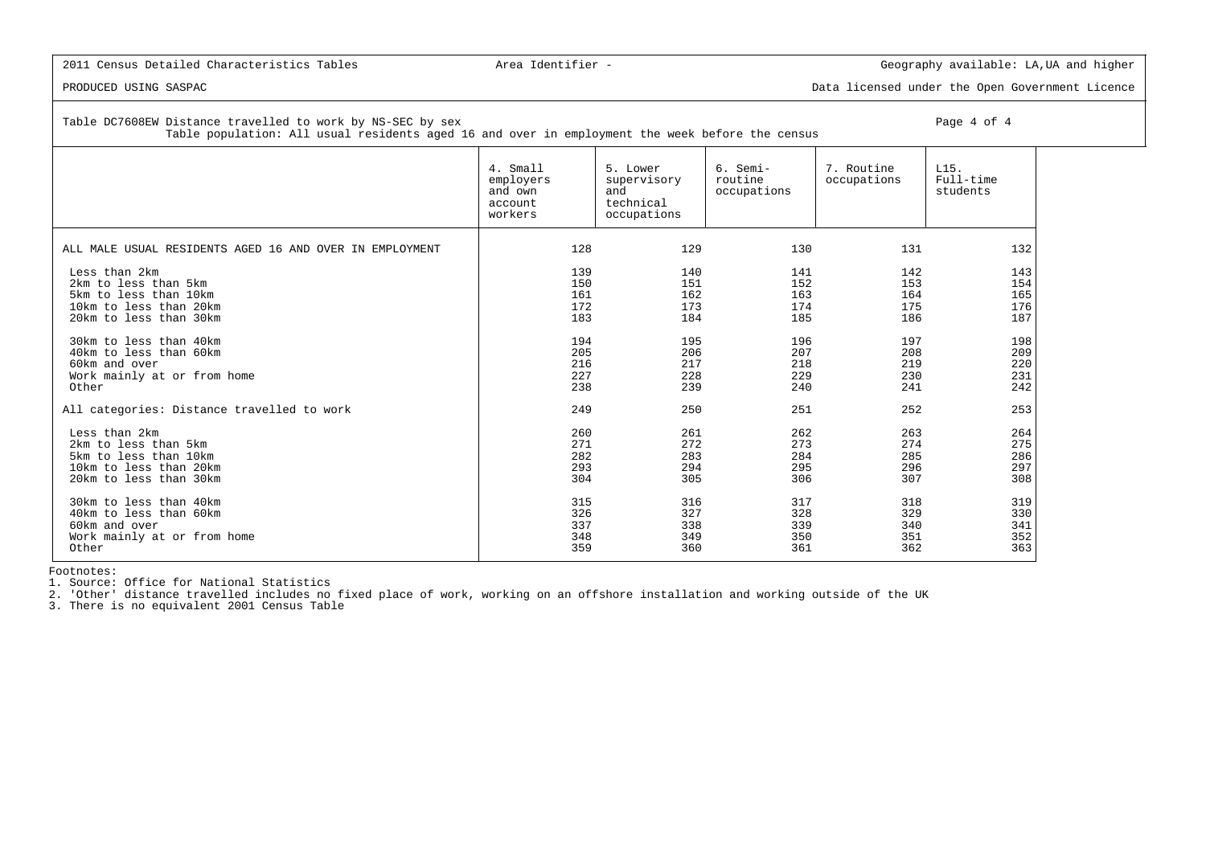2011 Census Detailed Characteristics Tables | Area Identifier - | Geography available: LA,UA and higher

PRODUCED USING SASPAC | Data licensed under the Open Government Licence

Table DC7608EW Distance travelled to work by NS-SEC by sex

Table population: All usual residents aged 16 and over in employment the week before the census

| | 4. Small employers and own account workers | 5. Lower supervisory and technical occupations | 6. Semi-routine occupations | 7. Routine occupations | L15. Full-time students |
|---|---|---|---|---|---|
| ALL MALE USUAL RESIDENTS AGED 16 AND OVER IN EMPLOYMENT | 128 | 129 | 130 | 131 | 132 |
| Less than 2km | 139 | 140 | 141 | 142 | 143 |
| 2km to less than 5km | 150 | 151 | 152 | 153 | 154 |
| 5km to less than 10km | 161 | 162 | 163 | 164 | 165 |
| 10km to less than 20km | 172 | 173 | 174 | 175 | 176 |
| 20km to less than 30km | 183 | 184 | 185 | 186 | 187 |
| 30km to less than 40km | 194 | 195 | 196 | 197 | 198 |
| 40km to less than 60km | 205 | 206 | 207 | 208 | 209 |
| 60km and over | 216 | 217 | 218 | 219 | 220 |
| Work mainly at or from home | 227 | 228 | 229 | 230 | 231 |
| Other | 238 | 239 | 240 | 241 | 242 |
| All categories: Distance travelled to work | 249 | 250 | 251 | 252 | 253 |
| Less than 2km | 260 | 261 | 262 | 263 | 264 |
| 2km to less than 5km | 271 | 272 | 273 | 274 | 275 |
| 5km to less than 10km | 282 | 283 | 284 | 285 | 286 |
| 10km to less than 20km | 293 | 294 | 295 | 296 | 297 |
| 20km to less than 30km | 304 | 305 | 306 | 307 | 308 |
| 30km to less than 40km | 315 | 316 | 317 | 318 | 319 |
| 40km to less than 60km | 326 | 327 | 328 | 329 | 330 |
| 60km and over | 337 | 338 | 339 | 340 | 341 |
| Work mainly at or from home | 348 | 349 | 350 | 351 | 352 |
| Other | 359 | 360 | 361 | 362 | 363 |

Footnotes:
1. Source: Office for National Statistics
2. 'Other' distance travelled includes no fixed place of work, working on an offshore installation and working outside of the UK
3. There is no equivalent 2001 Census Table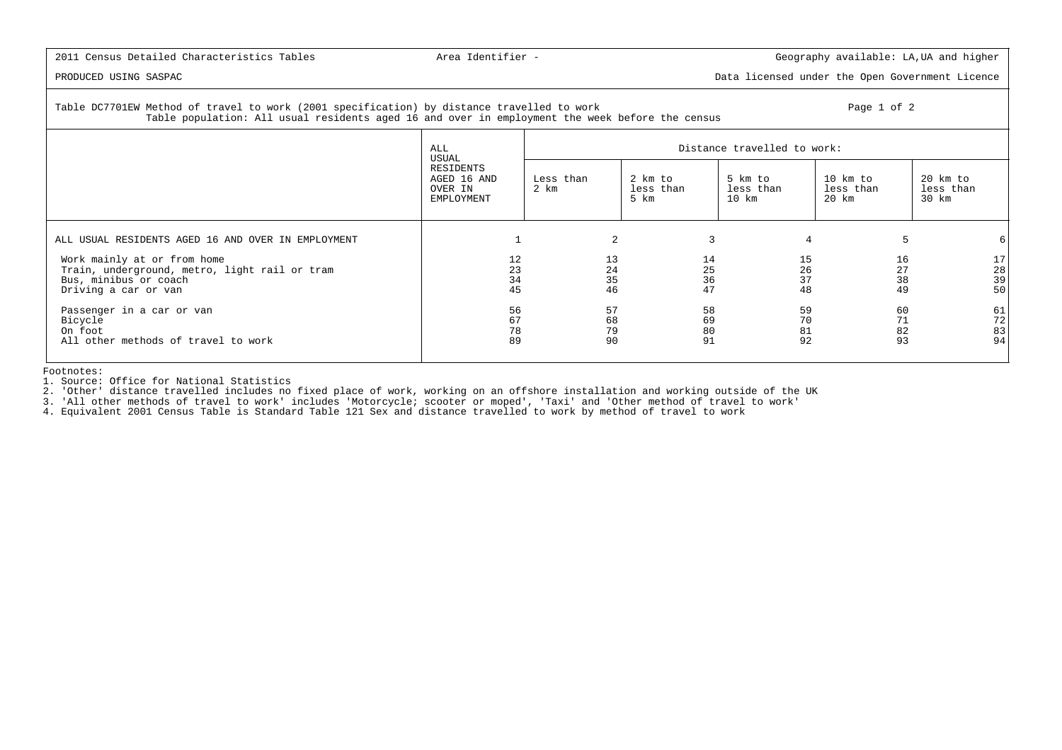2011 Census Detailed Characteristics Tables | Area Identifier - | Geography available: LA,UA and higher

PRODUCED USING SASPAC | Data licensed under the Open Government Licence

Table DC7701EW Method of travel to work (2001 specification) by distance travelled to work
Table population: All usual residents aged 16 and over in employment the week before the census

| | ALL USUAL RESIDENTS AGED 16 AND OVER IN EMPLOYMENT | Distance travelled to work: | | | | |
|---|---|---|---|---|---|---|
| | | Less than 2 km | 2 km to less than 5 km | 5 km to less than 10 km | 10 km to less than 20 km | 20 km to less than 30 km |
| ALL USUAL RESIDENTS AGED 16 AND OVER IN EMPLOYMENT | 1 | 2 | 3 | 4 | 5 | 6 |
| Work mainly at or from home | 12 | 13 | 14 | 15 | 16 | 17 |
| Train, underground, metro, light rail or tram | 23 | 24 | 25 | 26 | 27 | 28 |
| Bus, minibus or coach | 34 | 35 | 36 | 37 | 38 | 39 |
| Driving a car or van | 45 | 46 | 47 | 48 | 49 | 50 |
| Passenger in a car or van | 56 | 57 | 58 | 59 | 60 | 61 |
| Bicycle | 67 | 68 | 69 | 70 | 71 | 72 |
| On foot | 78 | 79 | 80 | 81 | 82 | 83 |
| All other methods of travel to work | 89 | 90 | 91 | 92 | 93 | 94 |

Footnotes:
1. Source: Office for National Statistics
2. 'Other' distance travelled includes no fixed place of work, working on an offshore installation and working outside of the UK
3. 'All other methods of travel to work' includes 'Motorcycle; scooter or moped', 'Taxi' and 'Other method of travel to work'
4. Equivalent 2001 Census Table is Standard Table 121 Sex and distance travelled to work by method of travel to work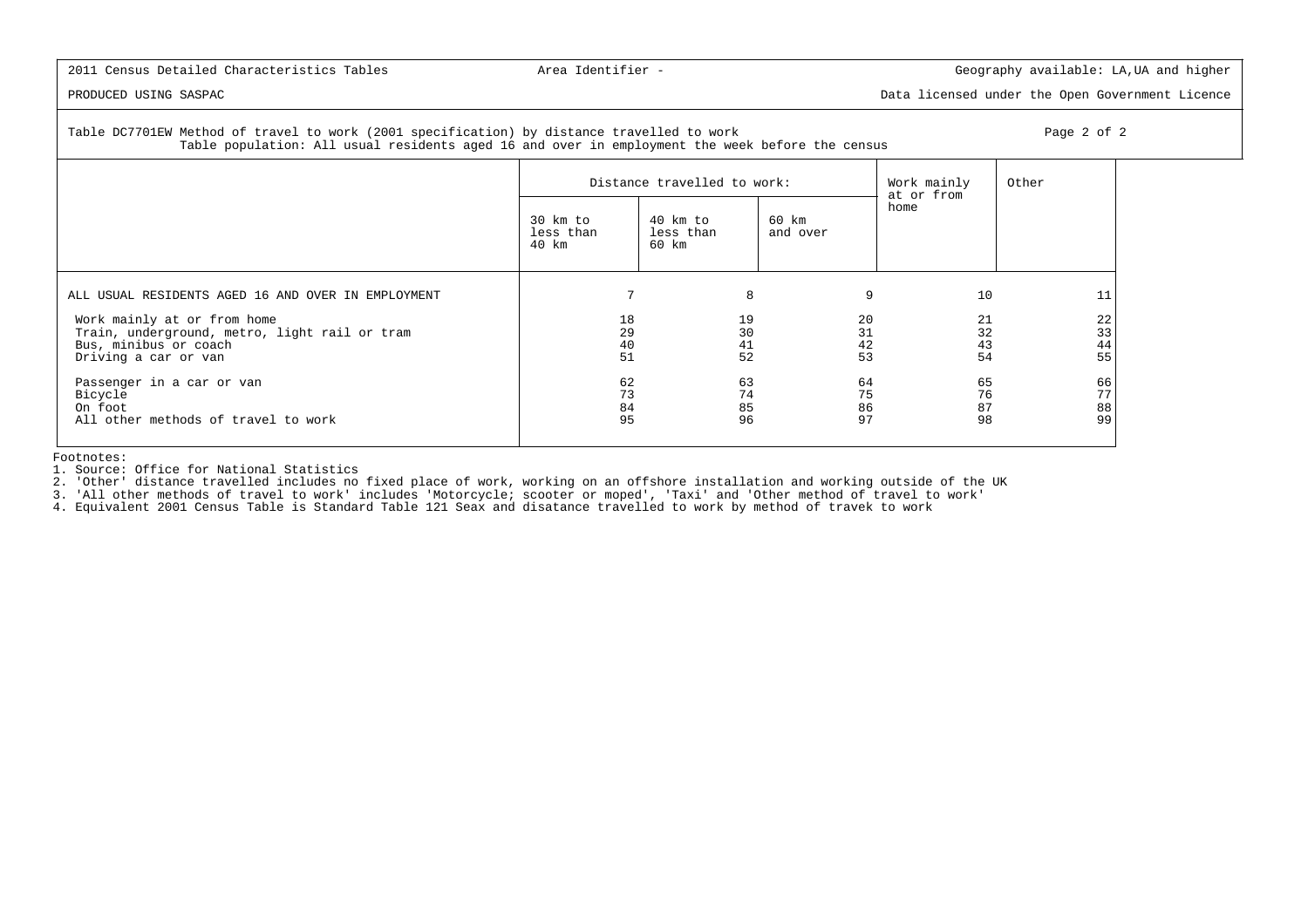2011 Census Detailed Characteristics Tables

Area Identifier -

Geography available: LA,UA and higher

PRODUCED USING SASPAC

Data licensed under the Open Government Licence

Table DC7701EW Method of travel to work (2001 specification) by distance travelled to work
Table population: All usual residents aged 16 and over in employment the week before the census

| | Distance travelled to work: | | | Work mainly at or from home | Other |
|---|---|---|---|---|---|
| | 30 km to less than 40 km | 40 km to less than 60 km | 60 km and over | | |
| ALL USUAL RESIDENTS AGED 16 AND OVER IN EMPLOYMENT | 7 | 8 | 9 | 10 | 11 |
| Work mainly at or from home | 18 | 19 | 20 | 21 | 22 |
| Train, underground, metro, light rail or tram | 29 | 30 | 31 | 32 | 33 |
| Bus, minibus or coach | 40 | 41 | 42 | 43 | 44 |
| Driving a car or van | 51 | 52 | 53 | 54 | 55 |
| Passenger in a car or van | 62 | 63 | 64 | 65 | 66 |
| Bicycle | 73 | 74 | 75 | 76 | 77 |
| On foot | 84 | 85 | 86 | 87 | 88 |
| All other methods of travel to work | 95 | 96 | 97 | 98 | 99 |

Footnotes:
1. Source: Office for National Statistics
2. 'Other' distance travelled includes no fixed place of work, working on an offshore installation and working outside of the UK
3. 'All other methods of travel to work' includes 'Motorcycle; scooter or moped', 'Taxi' and 'Other method of travel to work'
4. Equivalent 2001 Census Table is Standard Table 121 Seax and disatance travelled to work by method of travek to work